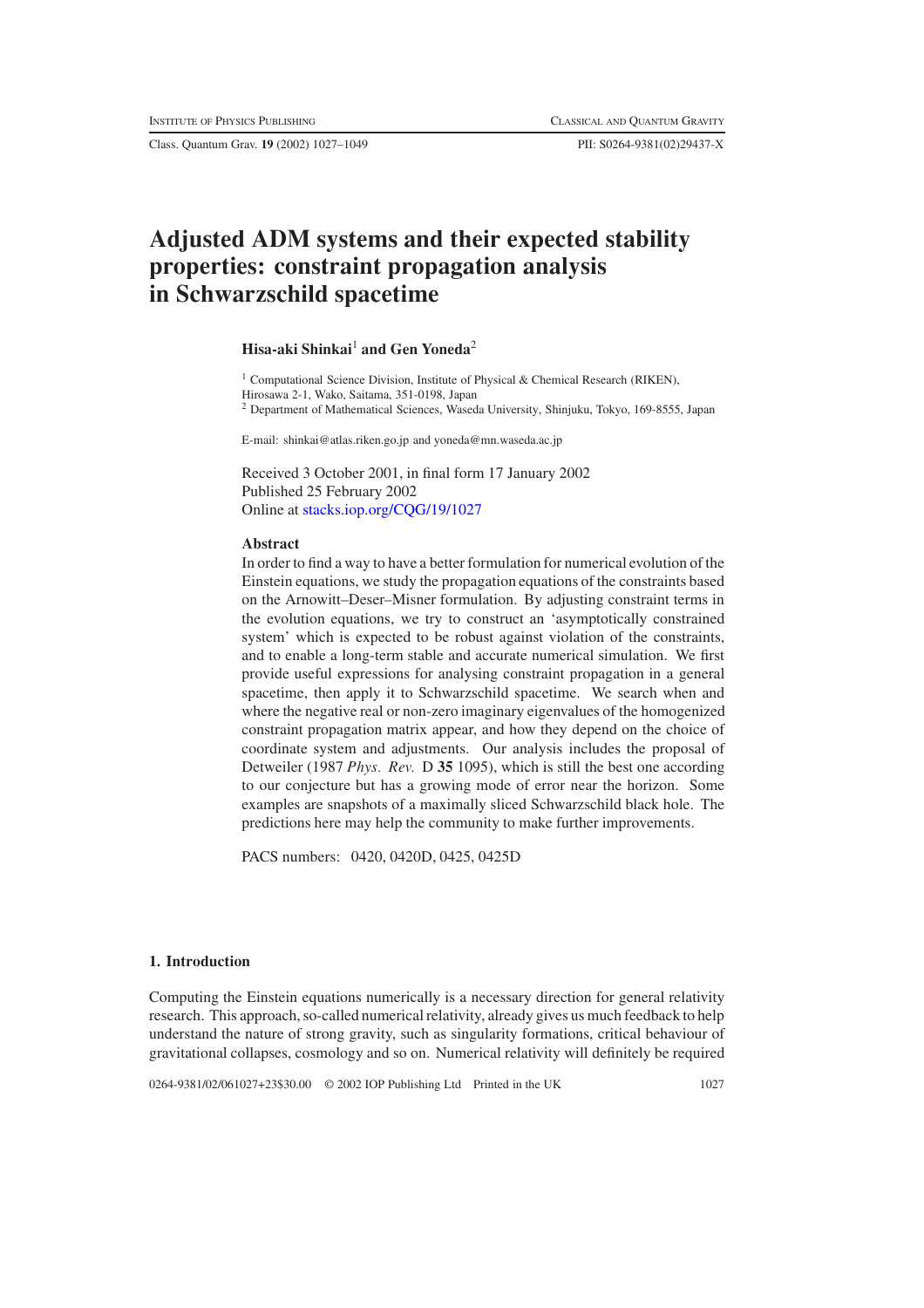# Adjusted ADM systems and their expected stability properties: constraint propagation analysis in Schwarzschild spacetime

**Hisa-aki Shinkai**[1] **and Gen Yoneda**[2]

[1] Computational Science Division, Institute of Physical & Chemical Research (RIKEN), Hirosawa 2-1, Wako, Saitama, 351-0198, Japan
[2] Department of Mathematical Sciences, Waseda University, Shinjuku, Tokyo, 169-8555, Japan

E-mail: shinkai@atlas.riken.go.jp and yoneda@mn.waseda.ac.jp

Received 3 October 2001, in final form 17 January 2002
Published 25 February 2002
Online at stacks.iop.org/CQG/19/1027

## Abstract

In order to find a way to have a better formulation for numerical evolution of the Einstein equations, we study the propagation equations of the constraints based on the Arnowitt–Deser–Misner formulation. By adjusting constraint terms in the evolution equations, we try to construct an 'asymptotically constrained system' which is expected to be robust against violation of the constraints, and to enable a long-term stable and accurate numerical simulation. We first provide useful expressions for analysing constraint propagation in a general spacetime, then apply it to Schwarzschild spacetime. We search when and where the negative real or non-zero imaginary eigenvalues of the homogenized constraint propagation matrix appear, and how they depend on the choice of coordinate system and adjustments. Our analysis includes the proposal of Detweiler (1987 *Phys. Rev.* D **35** 1095), which is still the best one according to our conjecture but has a growing mode of error near the horizon. Some examples are snapshots of a maximally sliced Schwarzschild black hole. The predictions here may help the community to make further improvements.

PACS numbers: 0420, 0420D, 0425, 0425D

## 1. Introduction

Computing the Einstein equations numerically is a necessary direction for general relativity research. This approach, so-called numerical relativity, already gives us much feedback to help understand the nature of strong gravity, such as singularity formations, critical behaviour of gravitational collapses, cosmology and so on. Numerical relativity will definitely be required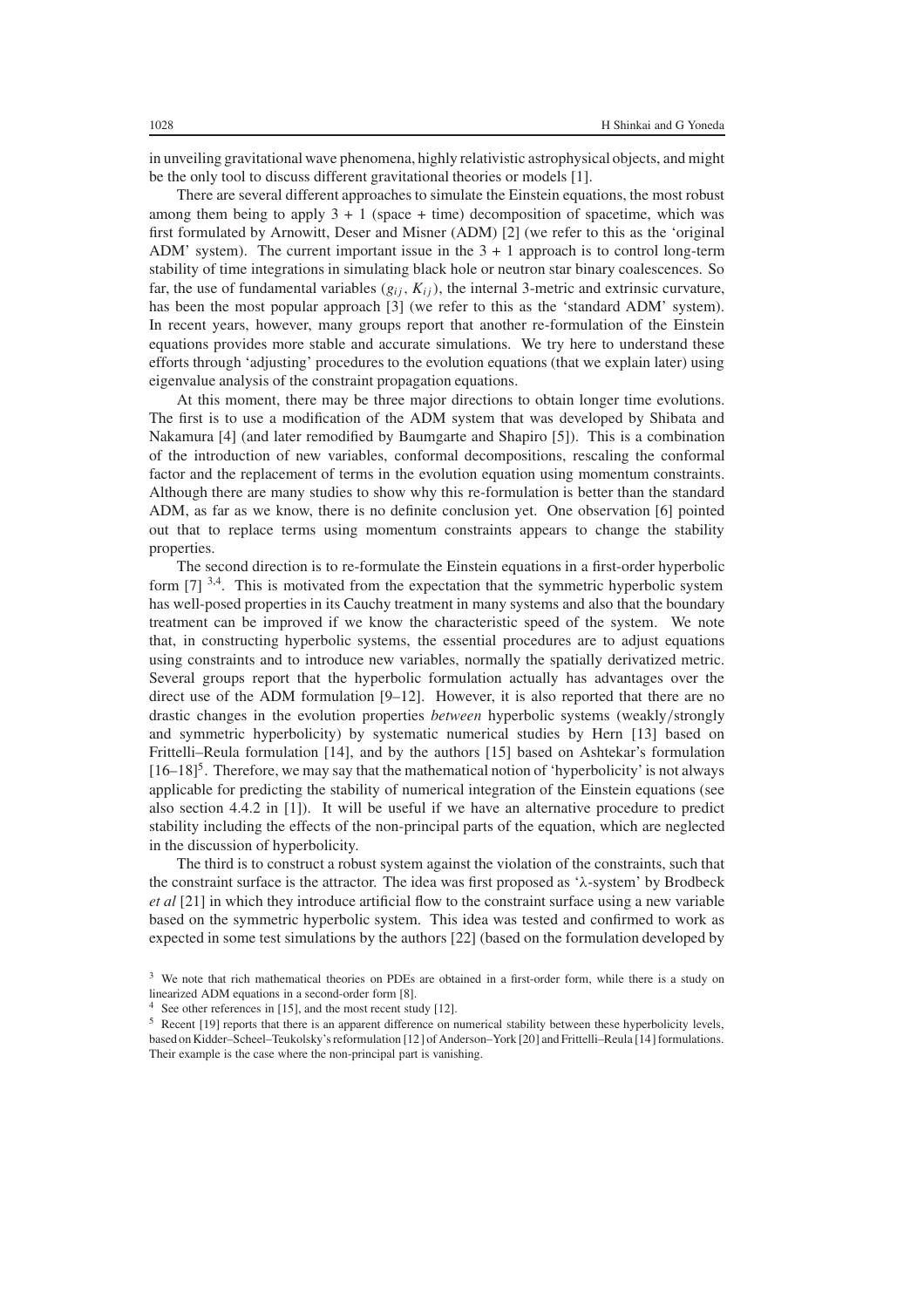in unveiling gravitational wave phenomena, highly relativistic astrophysical objects, and might be the only tool to discuss different gravitational theories or models [1].

There are several different approaches to simulate the Einstein equations, the most robust among them being to apply 3 + 1 (space + time) decomposition of spacetime, which was first formulated by Arnowitt, Deser and Misner (ADM) [2] (we refer to this as the 'original ADM' system). The current important issue in the 3 + 1 approach is to control long-term stability of time integrations in simulating black hole or neutron star binary coalescences. So far, the use of fundamental variables $(g_{ij}, K_{ij})$, the internal 3-metric and extrinsic curvature, has been the most popular approach [3] (we refer to this as the 'standard ADM' system). In recent years, however, many groups report that another re-formulation of the Einstein equations provides more stable and accurate simulations. We try here to understand these efforts through 'adjusting' procedures to the evolution equations (that we explain later) using eigenvalue analysis of the constraint propagation equations.

At this moment, there may be three major directions to obtain longer time evolutions. The first is to use a modification of the ADM system that was developed by Shibata and Nakamura [4] (and later remodified by Baumgarte and Shapiro [5]). This is a combination of the introduction of new variables, conformal decompositions, rescaling the conformal factor and the replacement of terms in the evolution equation using momentum constraints. Although there are many studies to show why this re-formulation is better than the standard ADM, as far as we know, there is no definite conclusion yet. One observation [6] pointed out that to replace terms using momentum constraints appears to change the stability properties.

The second direction is to re-formulate the Einstein equations in a first-order hyperbolic form [7] [3,4]. This is motivated from the expectation that the symmetric hyperbolic system has well-posed properties in its Cauchy treatment in many systems and also that the boundary treatment can be improved if we know the characteristic speed of the system. We note that, in constructing hyperbolic systems, the essential procedures are to adjust equations using constraints and to introduce new variables, normally the spatially derivatized metric. Several groups report that the hyperbolic formulation actually has advantages over the direct use of the ADM formulation [9–12]. However, it is also reported that there are no drastic changes in the evolution properties *between* hyperbolic systems (weakly/strongly and symmetric hyperbolicity) by systematic numerical studies by Hern [13] based on Frittelli–Reula formulation [14], and by the authors [15] based on Ashtekar's formulation [16–18][5]. Therefore, we may say that the mathematical notion of 'hyperbolicity' is not always applicable for predicting the stability of numerical integration of the Einstein equations (see also section 4.4.2 in [1]). It will be useful if we have an alternative procedure to predict stability including the effects of the non-principal parts of the equation, which are neglected in the discussion of hyperbolicity.

The third is to construct a robust system against the violation of the constraints, such that the constraint surface is the attractor. The idea was first proposed as '$\lambda$-system' by Brodbeck *et al* [21] in which they introduce artificial flow to the constraint surface using a new variable based on the symmetric hyperbolic system. This idea was tested and confirmed to work as expected in some test simulations by the authors [22] (based on the formulation developed by

[3] We note that rich mathematical theories on PDEs are obtained in a first-order form, while there is a study on linearized ADM equations in a second-order form [8].

[4] See other references in [15], and the most recent study [12].

[5] Recent [19] reports that there is an apparent difference on numerical stability between these hyperbolicity levels, based on Kidder–Scheel–Teukolsky's reformulation [12] of Anderson–York [20] and Frittelli–Reula [14] formulations. Their example is the case where the non-principal part is vanishing.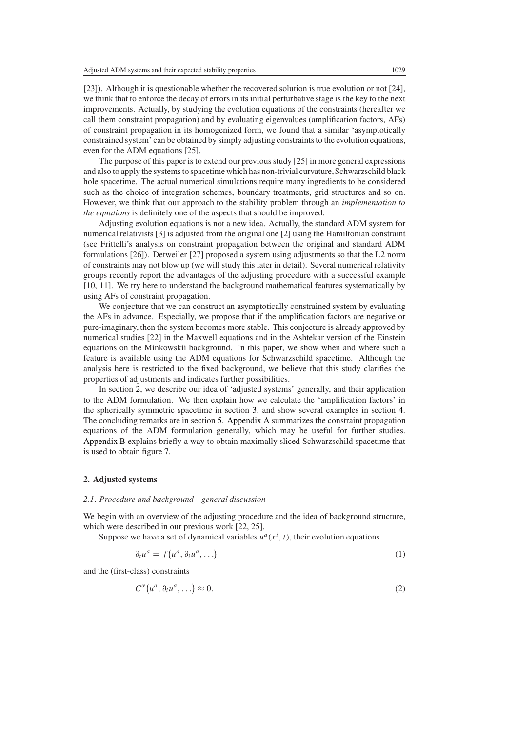[23]). Although it is questionable whether the recovered solution is true evolution or not [24], we think that to enforce the decay of errors in its initial perturbative stage is the key to the next improvements. Actually, by studying the evolution equations of the constraints (hereafter we call them constraint propagation) and by evaluating eigenvalues (amplification factors, AFs) of constraint propagation in its homogenized form, we found that a similar 'asymptotically constrained system' can be obtained by simply adjusting constraints to the evolution equations, even for the ADM equations [25].

The purpose of this paper is to extend our previous study [25] in more general expressions and also to apply the systems to spacetime which has non-trivial curvature, Schwarzschild black hole spacetime. The actual numerical simulations require many ingredients to be considered such as the choice of integration schemes, boundary treatments, grid structures and so on. However, we think that our approach to the stability problem through an *implementation to the equations* is definitely one of the aspects that should be improved.

Adjusting evolution equations is not a new idea. Actually, the standard ADM system for numerical relativists [3] is adjusted from the original one [2] using the Hamiltonian constraint (see Frittelli's analysis on constraint propagation between the original and standard ADM formulations [26]). Detweiler [27] proposed a system using adjustments so that the L2 norm of constraints may not blow up (we will study this later in detail). Several numerical relativity groups recently report the advantages of the adjusting procedure with a successful example [10, 11]. We try here to understand the background mathematical features systematically by using AFs of constraint propagation.

We conjecture that we can construct an asymptotically constrained system by evaluating the AFs in advance. Especially, we propose that if the amplification factors are negative or pure-imaginary, then the system becomes more stable. This conjecture is already approved by numerical studies [22] in the Maxwell equations and in the Ashtekar version of the Einstein equations on the Minkowskii background. In this paper, we show when and where such a feature is available using the ADM equations for Schwarzschild spacetime. Although the analysis here is restricted to the fixed background, we believe that this study clarifies the properties of adjustments and indicates further possibilities.

In section 2, we describe our idea of 'adjusted systems' generally, and their application to the ADM formulation. We then explain how we calculate the 'amplification factors' in the spherically symmetric spacetime in section 3, and show several examples in section 4. The concluding remarks are in section 5. Appendix A summarizes the constraint propagation equations of the ADM formulation generally, which may be useful for further studies. Appendix B explains briefly a way to obtain maximally sliced Schwarzschild spacetime that is used to obtain figure 7.

## 2. Adjusted systems

### 2.1. Procedure and background—general discussion

We begin with an overview of the adjusting procedure and the idea of background structure, which were described in our previous work [22, 25].

Suppose we have a set of dynamical variables $u^a(x^i, t)$, their evolution equations

$$\partial_t u^a = f\left(u^a, \partial_i u^a, \ldots\right) \tag{1}$$

and the (first-class) constraints

$$C^\alpha\left(u^a, \partial_i u^a, \ldots\right) \approx 0. \tag{2}$$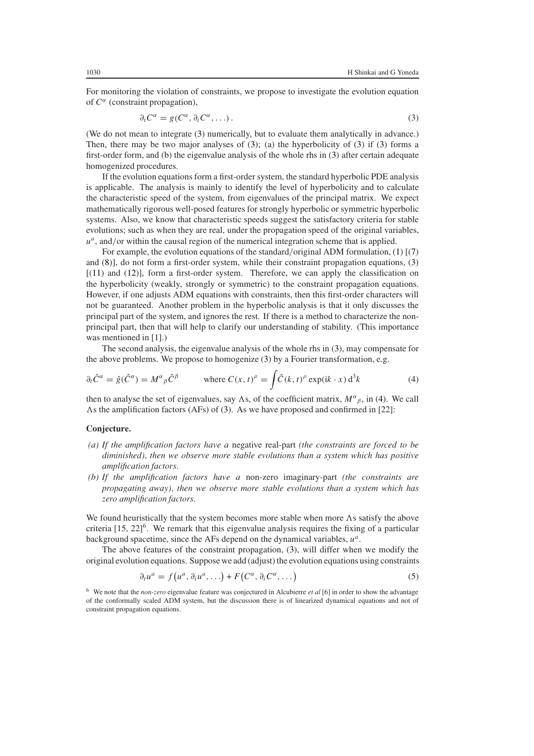For monitoring the violation of constraints, we propose to investigate the evolution equation of $C^\alpha$ (constraint propagation),

$$\partial_t C^\alpha = g(C^\alpha, \partial_i C^\alpha, \ldots). \tag{3}$$

(We do not mean to integrate (3) numerically, but to evaluate them analytically in advance.) Then, there may be two major analyses of (3); (a) the hyperbolicity of (3) if (3) forms a first-order form, and (b) the eigenvalue analysis of the whole rhs in (3) after certain adequate homogenized procedures.

If the evolution equations form a first-order system, the standard hyperbolic PDE analysis is applicable. The analysis is mainly to identify the level of hyperbolicity and to calculate the characteristic speed of the system, from eigenvalues of the principal matrix. We expect mathematically rigorous well-posed features for strongly hyperbolic or symmetric hyperbolic systems. Also, we know that characteristic speeds suggest the satisfactory criteria for stable evolutions; such as when they are real, under the propagation speed of the original variables, $u^a$, and/or within the causal region of the numerical integration scheme that is applied.

For example, the evolution equations of the standard/original ADM formulation, (1) [(7) and (8)], do not form a first-order system, while their constraint propagation equations, (3) [(11) and (12)], form a first-order system. Therefore, we can apply the classification on the hyperbolicity (weakly, strongly or symmetric) to the constraint propagation equations. However, if one adjusts ADM equations with constraints, then this first-order characters will not be guaranteed. Another problem in the hyperbolic analysis is that it only discusses the principal part of the system, and ignores the rest. If there is a method to characterize the non-principal part, then that will help to clarify our understanding of stability. (This importance was mentioned in [1].)

The second analysis, the eigenvalue analysis of the whole rhs in (3), may compensate for the above problems. We propose to homogenize (3) by a Fourier transformation, e.g.

$$\partial_t \hat{C}^\alpha = \hat{g}(\hat{C}^\alpha) = M^\alpha{}_\beta \hat{C}^\beta \qquad \text{where } C(x,t)^\rho = \int \hat{C}(k,t)^\rho \exp(\mathrm{i}k \cdot x)\,\mathrm{d}^3k \tag{4}$$

then to analyse the set of eigenvalues, say $\Lambda$s, of the coefficient matrix, $M^\alpha{}_\beta$, in (4). We call $\Lambda$s the amplification factors (AFs) of (3). As we have proposed and confirmed in [22]:

**Conjecture.**

*(a) If the amplification factors have a* negative real-part *(the constraints are forced to be diminished), then we observe more stable evolutions than a system which has positive amplification factors.*

*(b) If the amplification factors have a* non-zero imaginary-part *(the constraints are propagating away), then we observe more stable evolutions than a system which has zero amplification factors.*

We found heuristically that the system becomes more stable when more $\Lambda$s satisfy the above criteria [15, 22][6]. We remark that this eigenvalue analysis requires the fixing of a particular background spacetime, since the AFs depend on the dynamical variables, $u^a$.

The above features of the constraint propagation, (3), will differ when we modify the original evolution equations. Suppose we add (adjust) the evolution equations using constraints

$$\partial_t u^a = f\big(u^a, \partial_i u^a, \ldots\big) + F\big(C^\alpha, \partial_i C^\alpha, \ldots\big) \tag{5}$$

[6] We note that the *non-zero* eigenvalue feature was conjectured in Alcubierre *et al* [6] in order to show the advantage of the conformally scaled ADM system, but the discussion there is of linearized dynamical equations and not of constraint propagation equations.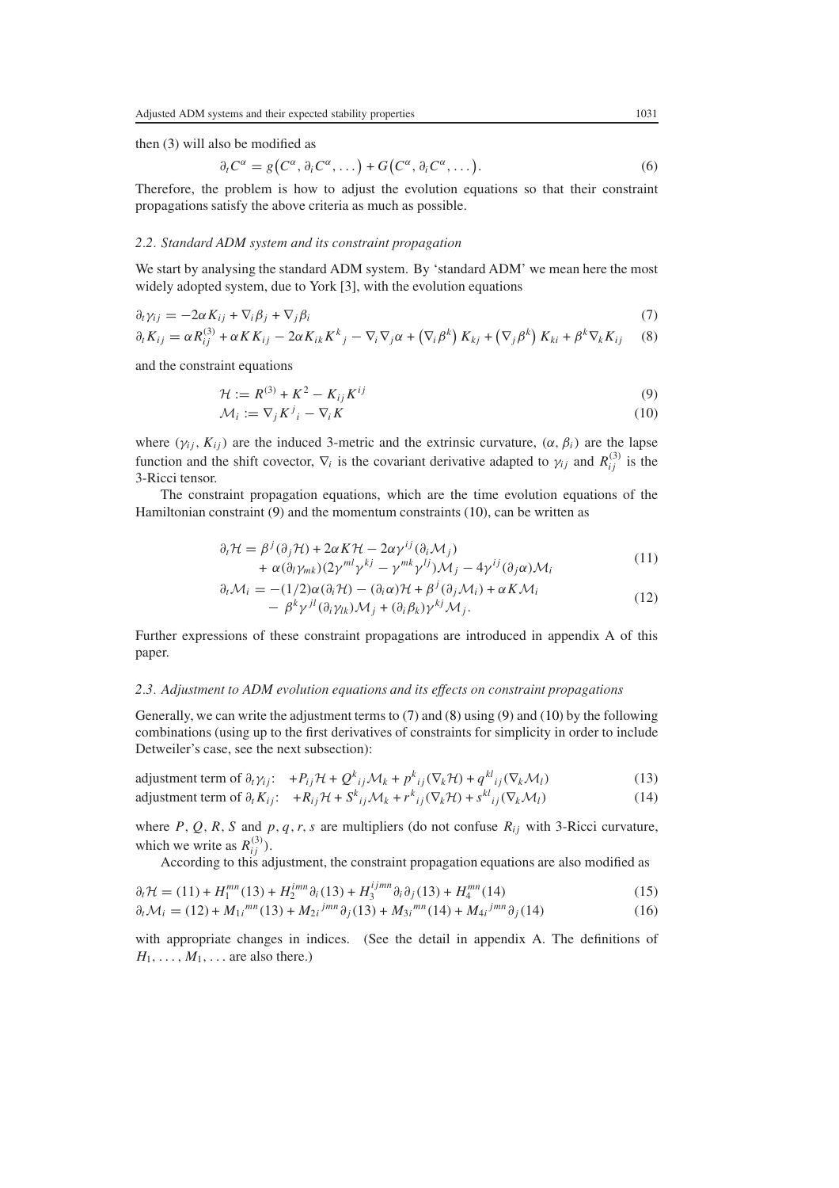then (3) will also be modified as

$$\partial_t C^\alpha = g\big(C^\alpha, \partial_i C^\alpha, \ldots\big) + G\big(C^\alpha, \partial_i C^\alpha, \ldots\big). \tag{6}$$

Therefore, the problem is how to adjust the evolution equations so that their constraint propagations satisfy the above criteria as much as possible.

### *2.2. Standard ADM system and its constraint propagation*

We start by analysing the standard ADM system. By 'standard ADM' we mean here the most widely adopted system, due to York [3], with the evolution equations

$$\partial_t \gamma_{ij} = -2\alpha K_{ij} + \nabla_i \beta_j + \nabla_j \beta_i \tag{7}$$

$$\partial_t K_{ij} = \alpha R^{(3)}_{ij} + \alpha K K_{ij} - 2\alpha K_{ik} K^k{}_j - \nabla_i \nabla_j \alpha + \left(\nabla_i \beta^k\right) K_{kj} + \left(\nabla_j \beta^k\right) K_{ki} + \beta^k \nabla_k K_{ij} \tag{8}$$

and the constraint equations

$$\mathcal{H} := R^{(3)} + K^2 - K_{ij} K^{ij} \tag{9}$$

$$\mathcal{M}_i := \nabla_j K^j{}_i - \nabla_i K \tag{10}$$

where $(\gamma_{ij}, K_{ij})$ are the induced 3-metric and the extrinsic curvature, $(\alpha, \beta_i)$ are the lapse function and the shift covector, $\nabla_i$ is the covariant derivative adapted to $\gamma_{ij}$ and $R^{(3)}_{ij}$ is the 3-Ricci tensor.

The constraint propagation equations, which are the time evolution equations of the Hamiltonian constraint (9) and the momentum constraints (10), can be written as

$$\begin{aligned}\partial_t \mathcal{H} = {} & \beta^j (\partial_j \mathcal{H}) + 2\alpha K \mathcal{H} - 2\alpha \gamma^{ij} (\partial_i \mathcal{M}_j) \\ & + \alpha (\partial_l \gamma_{mk})(2\gamma^{ml}\gamma^{kj} - \gamma^{mk}\gamma^{lj}) \mathcal{M}_j - 4\gamma^{ij}(\partial_j \alpha) \mathcal{M}_i\end{aligned} \tag{11}$$

$$\begin{aligned}\partial_t \mathcal{M}_i = {} & -(1/2)\alpha(\partial_i \mathcal{H}) - (\partial_i \alpha)\mathcal{H} + \beta^j(\partial_j \mathcal{M}_i) + \alpha K \mathcal{M}_i \\ & - \beta^k \gamma^{jl} (\partial_i \gamma_{lk}) \mathcal{M}_j + (\partial_i \beta_k) \gamma^{kj} \mathcal{M}_j.\end{aligned} \tag{12}$$

Further expressions of these constraint propagations are introduced in appendix A of this paper.

### *2.3. Adjustment to ADM evolution equations and its effects on constraint propagations*

Generally, we can write the adjustment terms to (7) and (8) using (9) and (10) by the following combinations (using up to the first derivatives of constraints for simplicity in order to include Detweiler's case, see the next subsection):

$$\text{adjustment term of } \partial_t \gamma_{ij}: \quad +P_{ij}\mathcal{H} + Q^k{}_{ij}\mathcal{M}_k + p^k{}_{ij}(\nabla_k \mathcal{H}) + q^{kl}{}_{ij}(\nabla_k \mathcal{M}_l) \tag{13}$$

$$\text{adjustment term of } \partial_t K_{ij}: \quad +R_{ij}\mathcal{H} + S^k{}_{ij}\mathcal{M}_k + r^k{}_{ij}(\nabla_k \mathcal{H}) + s^{kl}{}_{ij}(\nabla_k \mathcal{M}_l) \tag{14}$$

where $P, Q, R, S$ and $p, q, r, s$ are multipliers (do not confuse $R_{ij}$ with 3-Ricci curvature, which we write as $R^{(3)}_{ij}$).

According to this adjustment, the constraint propagation equations are also modified as

$$\partial_t \mathcal{H} = (11) + H_1^{mn}(13) + H_2^{imn}\partial_i(13) + H_3^{ijmn}\partial_i\partial_j(13) + H_4^{mn}(14) \tag{15}$$

$$\partial_t \mathcal{M}_i = (12) + M_{1i}{}^{mn}(13) + M_{2i}{}^{jmn}\partial_j(13) + M_{3i}{}^{mn}(14) + M_{4i}{}^{jmn}\partial_j(14) \tag{16}$$

with appropriate changes in indices. (See the detail in appendix A. The definitions of $H_1, \ldots, M_1, \ldots$ are also there.)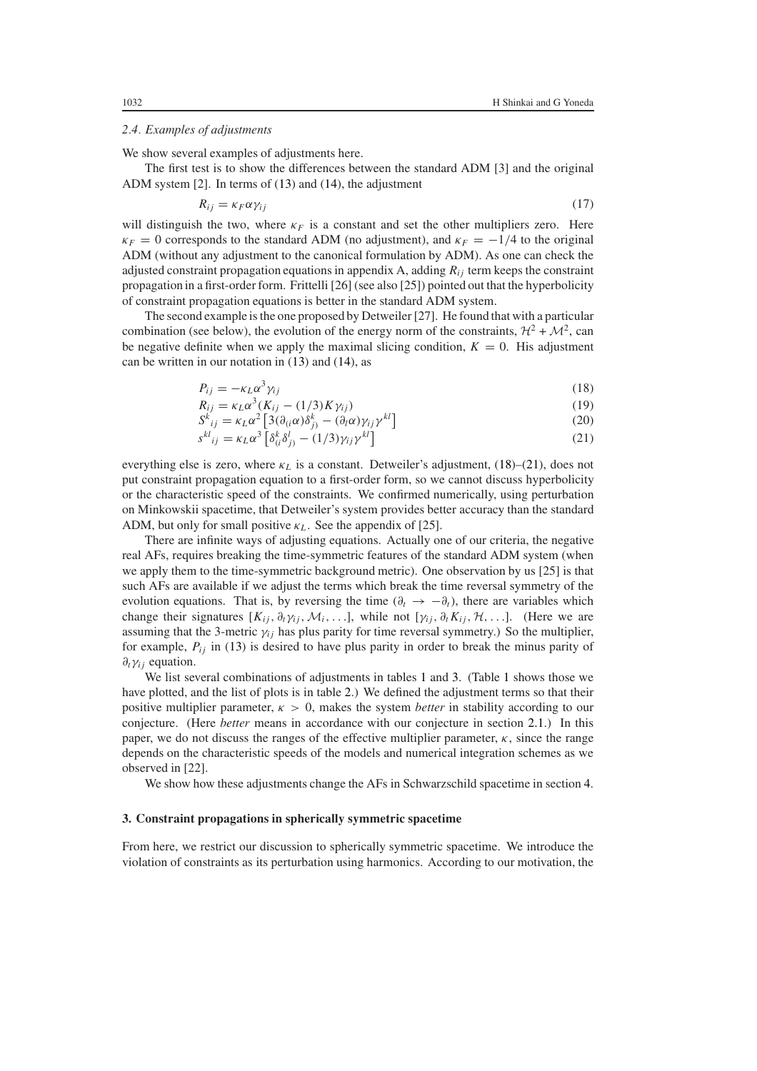### 2.4. Examples of adjustments

We show several examples of adjustments here.

The first test is to show the differences between the standard ADM [3] and the original ADM system [2]. In terms of (13) and (14), the adjustment

$$R_{ij} = \kappa_F \alpha \gamma_{ij} \tag{17}$$

will distinguish the two, where $\kappa_F$ is a constant and set the other multipliers zero. Here $\kappa_F = 0$ corresponds to the standard ADM (no adjustment), and $\kappa_F = -1/4$ to the original ADM (without any adjustment to the canonical formulation by ADM). As one can check the adjusted constraint propagation equations in appendix A, adding $R_{ij}$ term keeps the constraint propagation in a first-order form. Frittelli [26] (see also [25]) pointed out that the hyperbolicity of constraint propagation equations is better in the standard ADM system.

The second example is the one proposed by Detweiler [27]. He found that with a particular combination (see below), the evolution of the energy norm of the constraints, $\mathcal{H}^2 + \mathcal{M}^2$, can be negative definite when we apply the maximal slicing condition, $K = 0$. His adjustment can be written in our notation in (13) and (14), as

$$P_{ij} = -\kappa_L \alpha^3 \gamma_{ij} \tag{18}$$

$$R_{ij} = \kappa_L \alpha^3 (K_{ij} - (1/3) K \gamma_{ij}) \tag{19}$$

$$S^k{}_{ij} = \kappa_L \alpha^2 \left[ 3 (\partial_{(i} \alpha) \delta^k_{j)} - (\partial_l \alpha) \gamma_{ij} \gamma^{kl} \right] \tag{20}$$

$$s^{kl}{}_{ij} = \kappa_L \alpha^3 \left[ \delta^k_{(i} \delta^l_{j)} - (1/3) \gamma_{ij} \gamma^{kl} \right] \tag{21}$$

everything else is zero, where $\kappa_L$ is a constant. Detweiler's adjustment, (18)–(21), does not put constraint propagation equation to a first-order form, so we cannot discuss hyperbolicity or the characteristic speed of the constraints. We confirmed numerically, using perturbation on Minkowskii spacetime, that Detweiler's system provides better accuracy than the standard ADM, but only for small positive $\kappa_L$. See the appendix of [25].

There are infinite ways of adjusting equations. Actually one of our criteria, the negative real AFs, requires breaking the time-symmetric features of the standard ADM system (when we apply them to the time-symmetric background metric). One observation by us [25] is that such AFs are available if we adjust the terms which break the time reversal symmetry of the evolution equations. That is, by reversing the time ($\partial_t \to -\partial_t$), there are variables which change their signatures [$K_{ij}, \partial_t \gamma_{ij}, \mathcal{M}_i, \ldots$], while not [$\gamma_{ij}, \partial_t K_{ij}, \mathcal{H}, \ldots$]. (Here we are assuming that the 3-metric $\gamma_{ij}$ has plus parity for time reversal symmetry.) So the multiplier, for example, $P_{ij}$ in (13) is desired to have plus parity in order to break the minus parity of $\partial_t \gamma_{ij}$ equation.

We list several combinations of adjustments in tables 1 and 3. (Table 1 shows those we have plotted, and the list of plots is in table 2.) We defined the adjustment terms so that their positive multiplier parameter, $\kappa > 0$, makes the system *better* in stability according to our conjecture. (Here *better* means in accordance with our conjecture in section 2.1.) In this paper, we do not discuss the ranges of the effective multiplier parameter, $\kappa$, since the range depends on the characteristic speeds of the models and numerical integration schemes as we observed in [22].

We show how these adjustments change the AFs in Schwarzschild spacetime in section 4.

## 3. Constraint propagations in spherically symmetric spacetime

From here, we restrict our discussion to spherically symmetric spacetime. We introduce the violation of constraints as its perturbation using harmonics. According to our motivation, the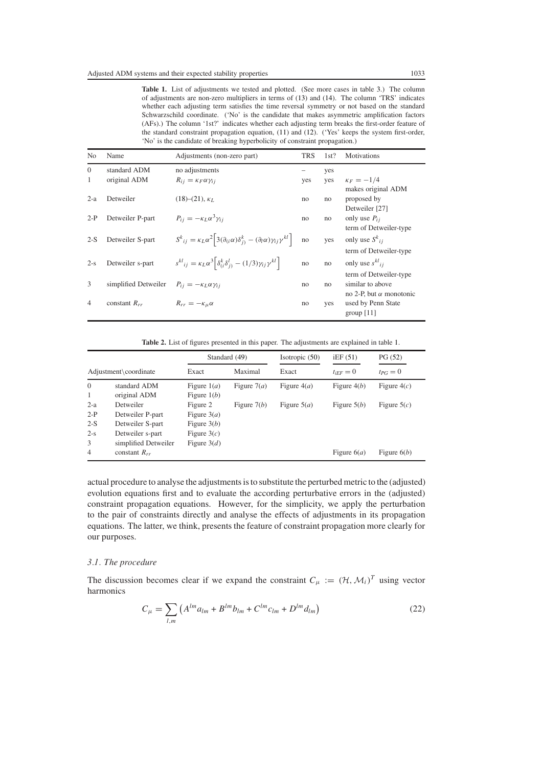**Table 1.** List of adjustments we tested and plotted. (See more cases in table 3.) The column of adjustments are non-zero multipliers in terms of (13) and (14). The column 'TRS' indicates whether each adjusting term satisfies the time reversal symmetry or not based on the standard Schwarzschild coordinate. ('No' is the candidate that makes asymmetric amplification factors (AFs).) The column '1st?' indicates whether each adjusting term breaks the first-order feature of the standard constraint propagation equation, (11) and (12). ('Yes' keeps the system first-order, 'No' is the candidate of breaking hyperbolicity of constraint propagation.)

| No | Name | Adjustments (non-zero part) | TRS | 1st? | Motivations |
|---|---|---|---|---|---|
| 0 | standard ADM | no adjustments | – | yes | |
| 1 | original ADM | $R_{ij} = \kappa_F \alpha \gamma_{ij}$ | yes | yes | $\kappa_F = -1/4$ makes original ADM |
| 2-a | Detweiler | (18)–(21), $\kappa_L$ | no | no | proposed by Detweiler [27] |
| 2-P | Detweiler P-part | $P_{ij} = -\kappa_L \alpha^3 \gamma_{ij}$ | no | no | only use $P_{ij}$ term of Detweiler-type |
| 2-S | Detweiler S-part | $S^k{}_{ij} = \kappa_L \alpha^2 \left[3(\partial_{(i}\alpha)\delta^k_{j)} - (\partial_l \alpha)\gamma_{ij}\gamma^{kl}\right]$ | no | yes | only use $S^k{}_{ij}$ term of Detweiler-type |
| 2-s | Detweiler s-part | $s^{kl}{}_{ij} = \kappa_L \alpha^3 \left[\delta^k_{(i}\delta^l_{j)} - (1/3)\gamma_{ij}\gamma^{kl}\right]$ | no | no | only use $s^{kl}{}_{ij}$ term of Detweiler-type |
| 3 | simplified Detweiler | $P_{ij} = -\kappa_L \alpha \gamma_{ij}$ | no | no | similar to above no 2-P, but $\alpha$ monotonic |
| 4 | constant $R_{rr}$ | $R_{rr} = -\kappa_\mu \alpha$ | no | yes | used by Penn State group [11] |

**Table 2.** List of figures presented in this paper. The adjustments are explained in table 1.

| Adjustment\coordinate | | Standard (49) | | Isotropic (50) | iEF (51) | PG (52) |
|---|---|---|---|---|---|---|
| | | Exact | Maximal | Exact | $t_{iEF} = 0$ | $t_{PG} = 0$ |
| 0 | standard ADM | Figure 1($a$) | Figure 7($a$) | Figure 4($a$) | Figure 4($b$) | Figure 4($c$) |
| 1 | original ADM | Figure 1($b$) | | | | |
| 2-a | Detweiler | Figure 2 | Figure 7($b$) | Figure 5($a$) | Figure 5($b$) | Figure 5($c$) |
| 2-P | Detweiler P-part | Figure 3($a$) | | | | |
| 2-S | Detweiler S-part | Figure 3($b$) | | | | |
| 2-s | Detweiler s-part | Figure 3($c$) | | | | |
| 3 | simplified Detweiler | Figure 3($d$) | | | | |
| 4 | constant $R_{rr}$ | | | | Figure 6($a$) | Figure 6($b$) |

actual procedure to analyse the adjustments is to substitute the perturbed metric to the (adjusted) evolution equations first and to evaluate the according perturbative errors in the (adjusted) constraint propagation equations. However, for the simplicity, we apply the perturbation to the pair of constraints directly and analyse the effects of adjustments in its propagation equations. The latter, we think, presents the feature of constraint propagation more clearly for our purposes.

### *3.1. The procedure*

The discussion becomes clear if we expand the constraint $C_\mu := (\mathcal{H}, \mathcal{M}_i)^T$ using vector harmonics

$$C_\mu = \sum_{l,m} \left( A^{lm} a_{lm} + B^{lm} b_{lm} + C^{lm} c_{lm} + D^{lm} d_{lm} \right) \tag{22}$$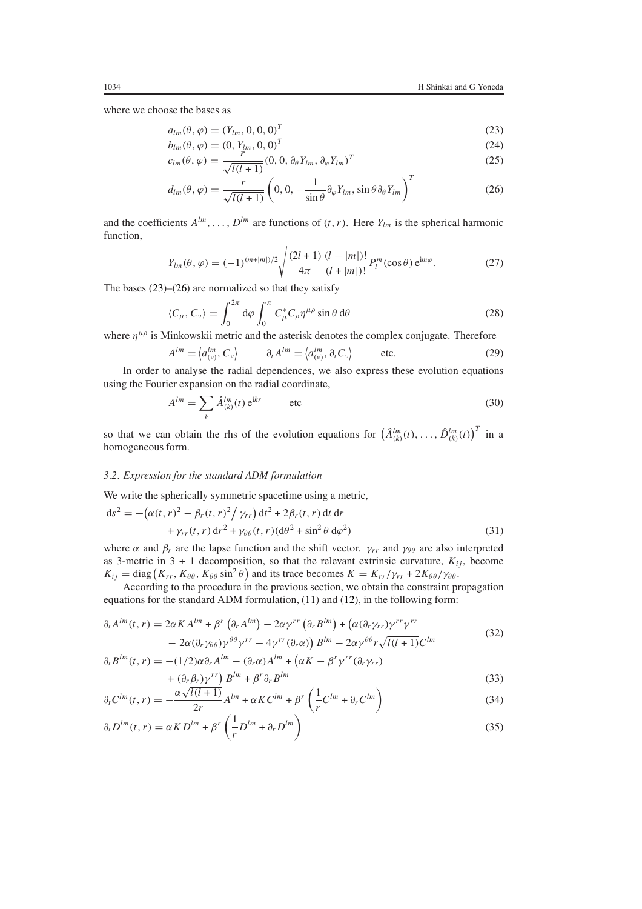where we choose the bases as

$$a_{lm}(\theta, \varphi) = (Y_{lm}, 0, 0, 0)^T \tag{23}$$

$$b_{lm}(\theta, \varphi) = (0, Y_{lm}, 0, 0)^T \tag{24}$$

$$c_{lm}(\theta, \varphi) = \frac{r}{\sqrt{l(l+1)}}(0, 0, \partial_\theta Y_{lm}, \partial_\varphi Y_{lm})^T \tag{25}$$

$$d_{lm}(\theta, \varphi) = \frac{r}{\sqrt{l(l+1)}}\left(0, 0, -\frac{1}{\sin\theta}\partial_\varphi Y_{lm}, \sin\theta\,\partial_\theta Y_{lm}\right)^T \tag{26}$$

and the coefficients $A^{lm}, \ldots, D^{lm}$ are functions of $(t, r)$. Here $Y_{lm}$ is the spherical harmonic function,

$$Y_{lm}(\theta, \varphi) = (-1)^{(m+|m|)/2}\sqrt{\frac{(2l+1)}{4\pi}\frac{(l-|m|)!}{(l+|m|)!}}P_l^m(\cos\theta)\,\mathrm{e}^{\mathrm{i}m\varphi}. \tag{27}$$

The bases (23)–(26) are normalized so that they satisfy

$$\langle C_\mu, C_\nu\rangle = \int_0^{2\pi} \mathrm{d}\varphi \int_0^{\pi} C_\mu^* C_\rho \eta^{\mu\rho} \sin\theta\,\mathrm{d}\theta \tag{28}$$

where $\eta^{\mu\rho}$ is Minkowskii metric and the asterisk denotes the complex conjugate. Therefore

$$A^{lm} = \langle a_{(\nu)}^{lm}, C_\nu\rangle \qquad \partial_t A^{lm} = \langle a_{(\nu)}^{lm}, \partial_t C_\nu\rangle \qquad \text{etc.} \tag{29}$$

In order to analyse the radial dependences, we also express these evolution equations using the Fourier expansion on the radial coordinate,

$$A^{lm} = \sum_k \hat{A}_{(k)}^{lm}(t)\,\mathrm{e}^{\mathrm{i}kr} \qquad \text{etc} \tag{30}$$

so that we can obtain the rhs of the evolution equations for $\left(\hat{A}_{(k)}^{lm}(t), \ldots, \hat{D}_{(k)}^{lm}(t)\right)^T$ in a homogeneous form.

### *3.2. Expression for the standard ADM formulation*

We write the spherically symmetric spacetime using a metric,

$$\mathrm{d}s^2 = -\left(\alpha(t,r)^2 - \beta_r(t,r)^2\big/\gamma_{rr}\right)\mathrm{d}t^2 + 2\beta_r(t,r)\,\mathrm{d}t\,\mathrm{d}r + \gamma_{rr}(t,r)\,\mathrm{d}r^2 + \gamma_{\theta\theta}(t,r)(\mathrm{d}\theta^2 + \sin^2\theta\,\mathrm{d}\varphi^2) \tag{31}$$

where $\alpha$ and $\beta_r$ are the lapse function and the shift vector. $\gamma_{rr}$ and $\gamma_{\theta\theta}$ are also interpreted as 3-metric in 3 + 1 decomposition, so that the relevant extrinsic curvature, $K_{ij}$, become $K_{ij} = \mathrm{diag}\left(K_{rr}, K_{\theta\theta}, K_{\theta\theta}\sin^2\theta\right)$ and its trace becomes $K = K_{rr}/\gamma_{rr} + 2K_{\theta\theta}/\gamma_{\theta\theta}$.

According to the procedure in the previous section, we obtain the constraint propagation equations for the standard ADM formulation, (11) and (12), in the following form:

$$\partial_t A^{lm}(t,r) = 2\alpha K A^{lm} + \beta^r\left(\partial_r A^{lm}\right) - 2\alpha\gamma^{rr}\left(\partial_r B^{lm}\right) + \left(\alpha(\partial_r\gamma_{rr})\gamma^{rr}\gamma^{rr} - 2\alpha(\partial_r\gamma_{\theta\theta})\gamma^{\theta\theta}\gamma^{rr} - 4\gamma^{rr}(\partial_r\alpha)\right)B^{lm} - 2\alpha\gamma^{\theta\theta}r\sqrt{l(l+1)}C^{lm} \tag{32}$$

$$\partial_t B^{lm}(t,r) = -(1/2)\alpha\partial_r A^{lm} - (\partial_r\alpha)A^{lm} + \left(\alpha K - \beta^r\gamma^{rr}(\partial_r\gamma_{rr}) + (\partial_r\beta_r)\gamma^{rr}\right)B^{lm} + \beta^r\partial_r B^{lm} \tag{33}$$

$$\partial_t C^{lm}(t,r) = -\frac{\alpha\sqrt{l(l+1)}}{2r}A^{lm} + \alpha K C^{lm} + \beta^r\left(\frac{1}{r}C^{lm} + \partial_r C^{lm}\right) \tag{34}$$

$$\partial_t D^{lm}(t,r) = \alpha K D^{lm} + \beta^r\left(\frac{1}{r}D^{lm} + \partial_r D^{lm}\right) \tag{35}$$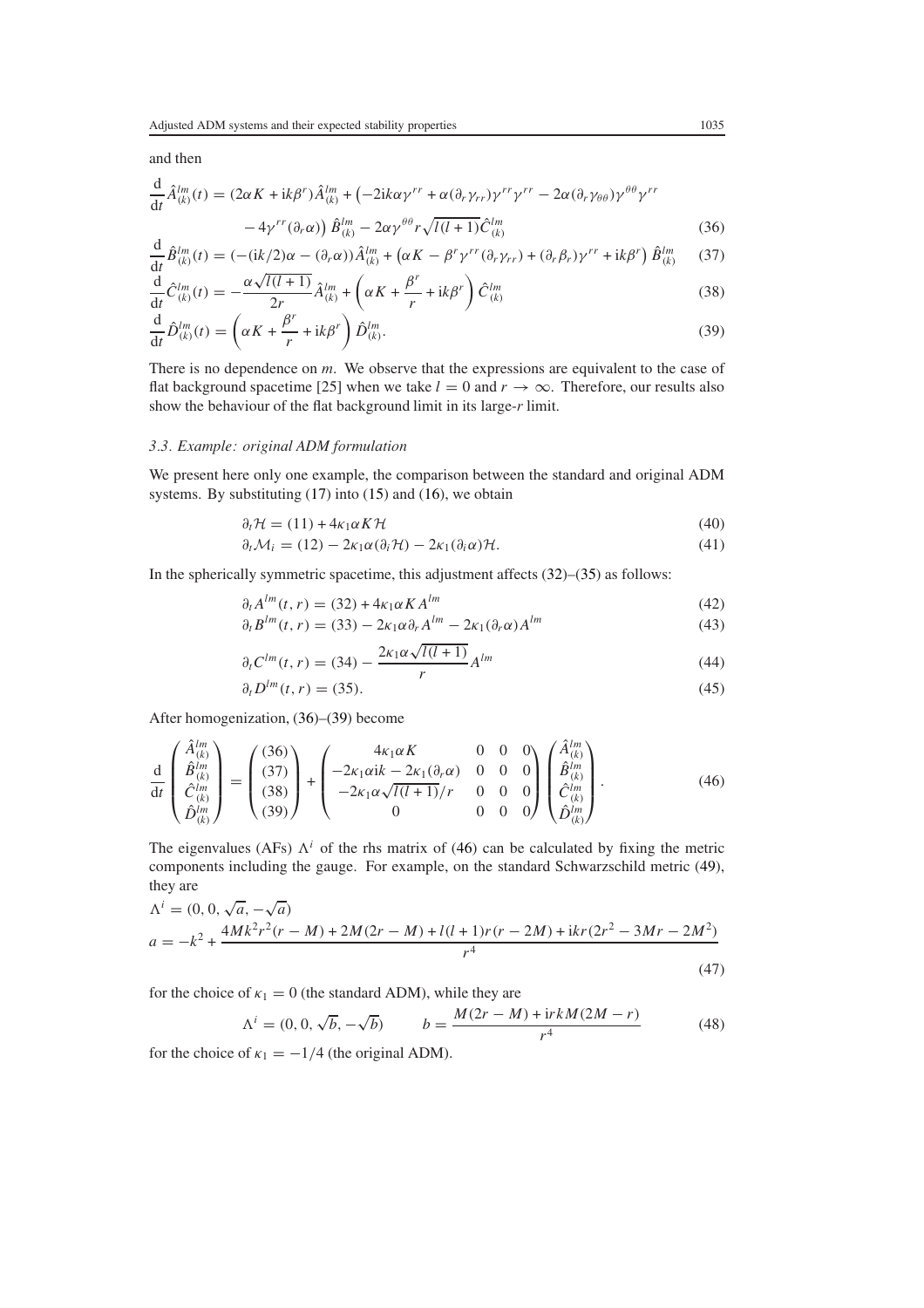and then

$$\frac{\mathrm{d}}{\mathrm{d}t}\hat{A}^{lm}_{(k)}(t) = (2\alpha K + \mathrm{i}k\beta^r)\hat{A}^{lm}_{(k)} + \left(-2\mathrm{i}k\alpha\gamma^{rr} + \alpha(\partial_r\gamma_{rr})\gamma^{rr}\gamma^{rr} - 2\alpha(\partial_r\gamma_{\theta\theta})\gamma^{\theta\theta}\gamma^{rr} - 4\gamma^{rr}(\partial_r\alpha)\right)\hat{B}^{lm}_{(k)} - 2\alpha\gamma^{\theta\theta}r\sqrt{l(l+1)}\hat{C}^{lm}_{(k)} \tag{36}$$

$$\frac{\mathrm{d}}{\mathrm{d}t}\hat{B}^{lm}_{(k)}(t) = (-(\mathrm{i}k/2)\alpha - (\partial_r\alpha))\hat{A}^{lm}_{(k)} + \left(\alpha K - \beta^r\gamma^{rr}(\partial_r\gamma_{rr}) + (\partial_r\beta_r)\gamma^{rr} + \mathrm{i}k\beta^r\right)\hat{B}^{lm}_{(k)} \tag{37}$$

$$\frac{\mathrm{d}}{\mathrm{d}t}\hat{C}^{lm}_{(k)}(t) = -\frac{\alpha\sqrt{l(l+1)}}{2r}\hat{A}^{lm}_{(k)} + \left(\alpha K + \frac{\beta^r}{r} + \mathrm{i}k\beta^r\right)\hat{C}^{lm}_{(k)} \tag{38}$$

$$\frac{\mathrm{d}}{\mathrm{d}t}\hat{D}^{lm}_{(k)}(t) = \left(\alpha K + \frac{\beta^r}{r} + \mathrm{i}k\beta^r\right)\hat{D}^{lm}_{(k)}. \tag{39}$$

There is no dependence on $m$. We observe that the expressions are equivalent to the case of flat background spacetime [25] when we take $l = 0$ and $r \to \infty$. Therefore, our results also show the behaviour of the flat background limit in its large-$r$ limit.

### 3.3. Example: original ADM formulation

We present here only one example, the comparison between the standard and original ADM systems. By substituting (17) into (15) and (16), we obtain

$$\partial_t\mathcal{H} = (11) + 4\kappa_1\alpha K\mathcal{H} \tag{40}$$

$$\partial_t\mathcal{M}_i = (12) - 2\kappa_1\alpha(\partial_i\mathcal{H}) - 2\kappa_1(\partial_i\alpha)\mathcal{H}. \tag{41}$$

In the spherically symmetric spacetime, this adjustment affects (32)–(35) as follows:

$$\partial_t A^{lm}(t,r) = (32) + 4\kappa_1\alpha K A^{lm} \tag{42}$$

$$\partial_t B^{lm}(t,r) = (33) - 2\kappa_1\alpha\partial_r A^{lm} - 2\kappa_1(\partial_r\alpha)A^{lm} \tag{43}$$

$$\partial_t C^{lm}(t,r) = (34) - \frac{2\kappa_1\alpha\sqrt{l(l+1)}}{r}A^{lm} \tag{44}$$

$$\partial_t D^{lm}(t,r) = (35). \tag{45}$$

After homogenization, (36)–(39) become

$$\frac{\mathrm{d}}{\mathrm{d}t}\begin{pmatrix}\hat{A}^{lm}_{(k)}\\ \hat{B}^{lm}_{(k)}\\ \hat{C}^{lm}_{(k)}\\ \hat{D}^{lm}_{(k)}\end{pmatrix} = \begin{pmatrix}(36)\\(37)\\(38)\\(39)\end{pmatrix} + \begin{pmatrix}4\kappa_1\alpha K & 0 & 0 & 0\\ -2\kappa_1\alpha\mathrm{i}k - 2\kappa_1(\partial_r\alpha) & 0 & 0 & 0\\ -2\kappa_1\alpha\sqrt{l(l+1)}/r & 0 & 0 & 0\\ 0 & 0 & 0 & 0\end{pmatrix}\begin{pmatrix}\hat{A}^{lm}_{(k)}\\ \hat{B}^{lm}_{(k)}\\ \hat{C}^{lm}_{(k)}\\ \hat{D}^{lm}_{(k)}\end{pmatrix}. \tag{46}$$

The eigenvalues (AFs) $\Lambda^i$ of the rhs matrix of (46) can be calculated by fixing the metric components including the gauge. For example, on the standard Schwarzschild metric (49), they are

$$\Lambda^i = (0, 0, \sqrt{a}, -\sqrt{a})$$
$$a = -k^2 + \frac{4Mk^2r^2(r-M) + 2M(2r-M) + l(l+1)r(r-2M) + \mathrm{i}kr(2r^2 - 3Mr - 2M^2)}{r^4} \tag{47}$$

for the choice of $\kappa_1 = 0$ (the standard ADM), while they are

$$\Lambda^i = (0, 0, \sqrt{b}, -\sqrt{b}) \qquad b = \frac{M(2r-M) + \mathrm{i}rkM(2M-r)}{r^4} \tag{48}$$

for the choice of $\kappa_1 = -1/4$ (the original ADM).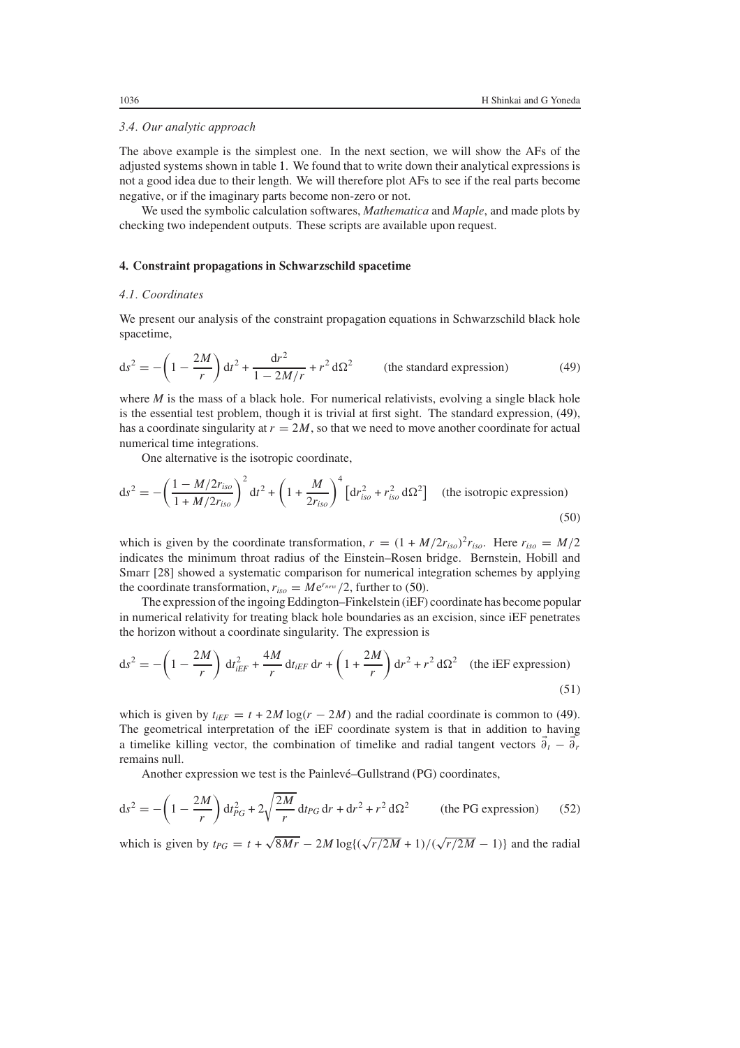### 3.4. Our analytic approach

The above example is the simplest one. In the next section, we will show the AFs of the adjusted systems shown in table 1. We found that to write down their analytical expressions is not a good idea due to their length. We will therefore plot AFs to see if the real parts become negative, or if the imaginary parts become non-zero or not.

We used the symbolic calculation softwares, *Mathematica* and *Maple*, and made plots by checking two independent outputs. These scripts are available upon request.

## 4. Constraint propagations in Schwarzschild spacetime

### 4.1. Coordinates

We present our analysis of the constraint propagation equations in Schwarzschild black hole spacetime,

$$\mathrm{d}s^2 = -\left(1 - \frac{2M}{r}\right)\mathrm{d}t^2 + \frac{\mathrm{d}r^2}{1 - 2M/r} + r^2\,\mathrm{d}\Omega^2 \qquad \text{(the standard expression)} \tag{49}$$

where $M$ is the mass of a black hole. For numerical relativists, evolving a single black hole is the essential test problem, though it is trivial at first sight. The standard expression, (49), has a coordinate singularity at $r = 2M$, so that we need to move another coordinate for actual numerical time integrations.

One alternative is the isotropic coordinate,

$$\mathrm{d}s^2 = -\left(\frac{1 - M/2r_{iso}}{1 + M/2r_{iso}}\right)^2 \mathrm{d}t^2 + \left(1 + \frac{M}{2r_{iso}}\right)^4 \left[\mathrm{d}r_{iso}^2 + r_{iso}^2\,\mathrm{d}\Omega^2\right] \quad \text{(the isotropic expression)} \tag{50}$$

which is given by the coordinate transformation, $r = (1 + M/2r_{iso})^2 r_{iso}$. Here $r_{iso} = M/2$ indicates the minimum throat radius of the Einstein–Rosen bridge. Bernstein, Hobill and Smarr [28] showed a systematic comparison for numerical integration schemes by applying the coordinate transformation, $r_{iso} = M\mathrm{e}^{r_{new}}/2$, further to (50).

The expression of the ingoing Eddington–Finkelstein (iEF) coordinate has become popular in numerical relativity for treating black hole boundaries as an excision, since iEF penetrates the horizon without a coordinate singularity. The expression is

$$\mathrm{d}s^2 = -\left(1 - \frac{2M}{r}\right)\mathrm{d}t_{iEF}^2 + \frac{4M}{r}\,\mathrm{d}t_{iEF}\,\mathrm{d}r + \left(1 + \frac{2M}{r}\right)\mathrm{d}r^2 + r^2\,\mathrm{d}\Omega^2 \quad \text{(the iEF expression)} \tag{51}$$

which is given by $t_{iEF} = t + 2M\log(r - 2M)$ and the radial coordinate is common to (49). The geometrical interpretation of the iEF coordinate system is that in addition to having a timelike killing vector, the combination of timelike and radial tangent vectors $\vec{\partial}_t - \vec{\partial}_r$ remains null.

Another expression we test is the Painlevé–Gullstrand (PG) coordinates,

$$\mathrm{d}s^2 = -\left(1 - \frac{2M}{r}\right)\mathrm{d}t_{PG}^2 + 2\sqrt{\frac{2M}{r}}\,\mathrm{d}t_{PG}\,\mathrm{d}r + \mathrm{d}r^2 + r^2\,\mathrm{d}\Omega^2 \qquad \text{(the PG expression)} \tag{52}$$

which is given by $t_{PG} = t + \sqrt{8Mr} - 2M\log\{(\sqrt{r/2M} + 1)/(\sqrt{r/2M} - 1)\}$ and the radial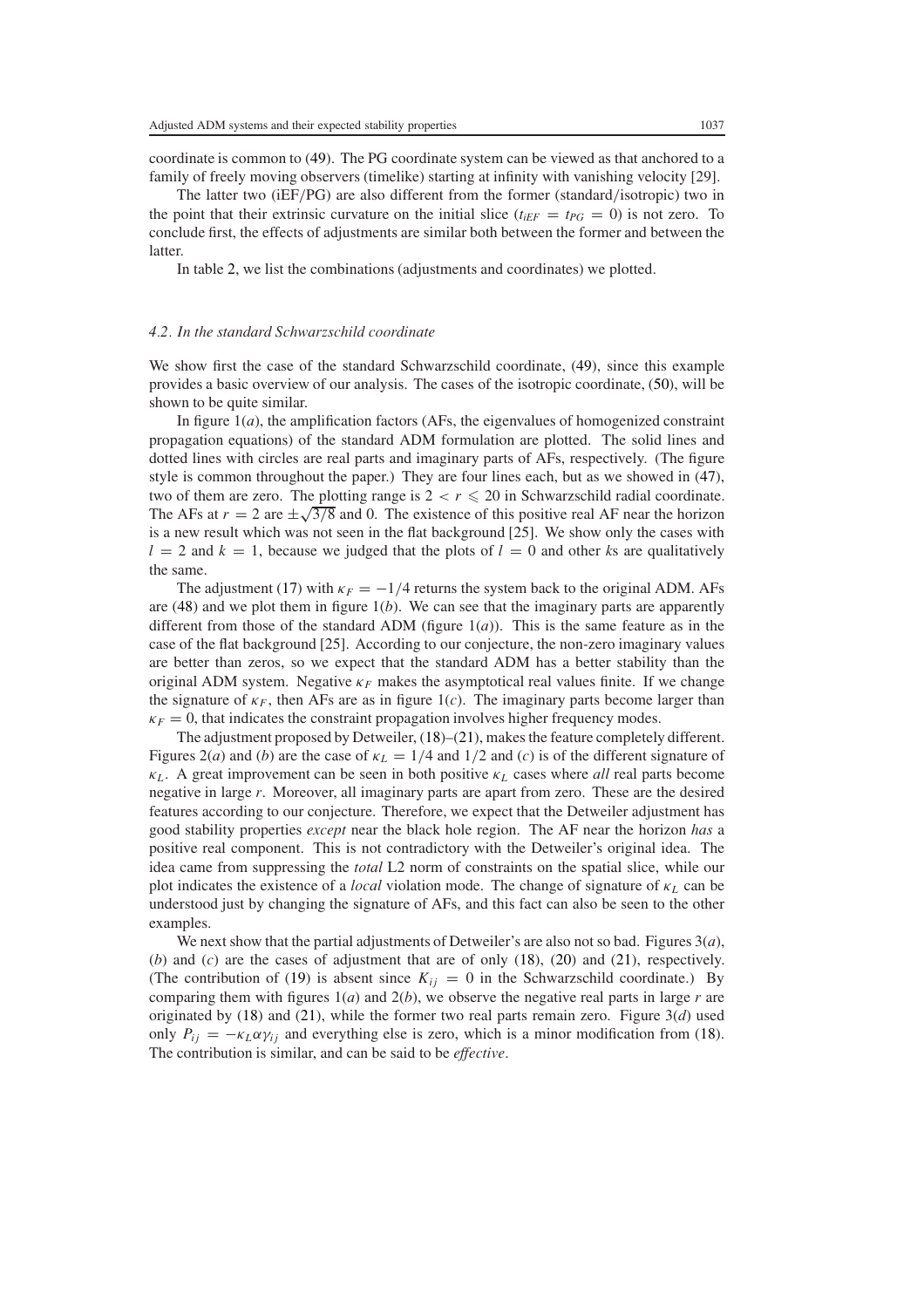coordinate is common to (49). The PG coordinate system can be viewed as that anchored to a family of freely moving observers (timelike) starting at infinity with vanishing velocity [29].

The latter two (iEF/PG) are also different from the former (standard/isotropic) two in the point that their extrinsic curvature on the initial slice ($t_{iEF} = t_{PG} = 0$) is not zero. To conclude first, the effects of adjustments are similar both between the former and between the latter.

In table 2, we list the combinations (adjustments and coordinates) we plotted.

### 4.2. In the standard Schwarzschild coordinate

We show first the case of the standard Schwarzschild coordinate, (49), since this example provides a basic overview of our analysis. The cases of the isotropic coordinate, (50), will be shown to be quite similar.

In figure 1(*a*), the amplification factors (AFs, the eigenvalues of homogenized constraint propagation equations) of the standard ADM formulation are plotted. The solid lines and dotted lines with circles are real parts and imaginary parts of AFs, respectively. (The figure style is common throughout the paper.) They are four lines each, but as we showed in (47), two of them are zero. The plotting range is $2 < r \leqslant 20$ in Schwarzschild radial coordinate. The AFs at $r = 2$ are $\pm\sqrt{3/8}$ and 0. The existence of this positive real AF near the horizon is a new result which was not seen in the flat background [25]. We show only the cases with $l = 2$ and $k = 1$, because we judged that the plots of $l = 0$ and other $k$s are qualitatively the same.

The adjustment (17) with $\kappa_F = -1/4$ returns the system back to the original ADM. AFs are (48) and we plot them in figure 1(*b*). We can see that the imaginary parts are apparently different from those of the standard ADM (figure 1(*a*)). This is the same feature as in the case of the flat background [25]. According to our conjecture, the non-zero imaginary values are better than zeros, so we expect that the standard ADM has a better stability than the original ADM system. Negative $\kappa_F$ makes the asymptotical real values finite. If we change the signature of $\kappa_F$, then AFs are as in figure 1(*c*). The imaginary parts become larger than $\kappa_F = 0$, that indicates the constraint propagation involves higher frequency modes.

The adjustment proposed by Detweiler, (18)–(21), makes the feature completely different. Figures 2(*a*) and (*b*) are the case of $\kappa_L = 1/4$ and $1/2$ and (*c*) is of the different signature of $\kappa_L$. A great improvement can be seen in both positive $\kappa_L$ cases where *all* real parts become negative in large $r$. Moreover, all imaginary parts are apart from zero. These are the desired features according to our conjecture. Therefore, we expect that the Detweiler adjustment has good stability properties *except* near the black hole region. The AF near the horizon *has* a positive real component. This is not contradictory with the Detweiler's original idea. The idea came from suppressing the *total* L2 norm of constraints on the spatial slice, while our plot indicates the existence of a *local* violation mode. The change of signature of $\kappa_L$ can be understood just by changing the signature of AFs, and this fact can also be seen to the other examples.

We next show that the partial adjustments of Detweiler's are also not so bad. Figures 3(*a*), (*b*) and (*c*) are the cases of adjustment that are of only (18), (20) and (21), respectively. (The contribution of (19) is absent since $K_{ij} = 0$ in the Schwarzschild coordinate.) By comparing them with figures 1(*a*) and 2(*b*), we observe the negative real parts in large $r$ are originated by (18) and (21), while the former two real parts remain zero. Figure 3(*d*) used only $P_{ij} = -\kappa_L \alpha \gamma_{ij}$ and everything else is zero, which is a minor modification from (18). The contribution is similar, and can be said to be *effective*.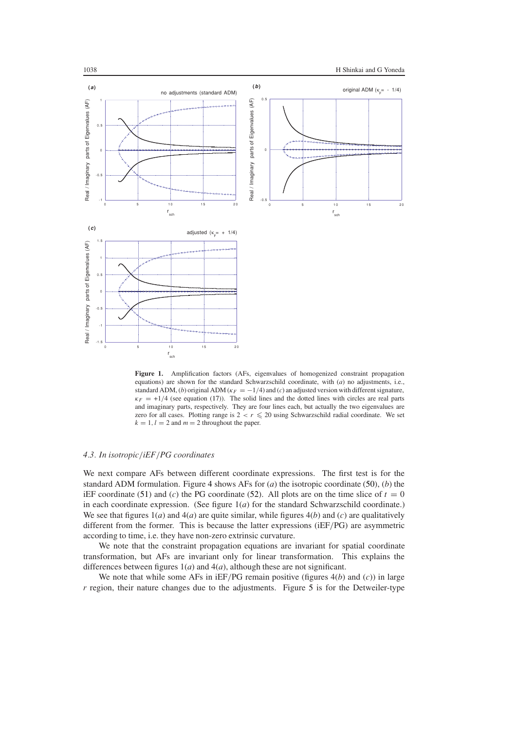**Figure 1.** Amplification factors (AFs, eigenvalues of homogenized constraint propagation equations) are shown for the standard Schwarzschild coordinate, with (*a*) no adjustments, i.e., standard ADM, (*b*) original ADM ($\kappa_F = -1/4$) and (*c*) an adjusted version with different signature, $\kappa_F = +1/4$ (see equation (17)). The solid lines and the dotted lines with circles are real parts and imaginary parts, respectively. They are four lines each, but actually the two eigenvalues are zero for all cases. Plotting range is $2 < r \leqslant 20$ using Schwarzschild radial coordinate. We set $k = 1, l = 2$ and $m = 2$ throughout the paper.

### *4.3. In isotropic/iEF/PG coordinates*

We next compare AFs between different coordinate expressions. The first test is for the standard ADM formulation. Figure 4 shows AFs for (*a*) the isotropic coordinate (50), (*b*) the iEF coordinate (51) and (*c*) the PG coordinate (52). All plots are on the time slice of $t = 0$ in each coordinate expression. (See figure 1(*a*) for the standard Schwarzschild coordinate.) We see that figures 1(*a*) and 4(*a*) are quite similar, while figures 4(*b*) and (*c*) are qualitatively different from the former. This is because the latter expressions (iEF/PG) are asymmetric according to time, i.e. they have non-zero extrinsic curvature.

We note that the constraint propagation equations are invariant for spatial coordinate transformation, but AFs are invariant only for linear transformation. This explains the differences between figures 1(*a*) and 4(*a*), although these are not significant.

We note that while some AFs in iEF/PG remain positive (figures 4(*b*) and (*c*)) in large $r$ region, their nature changes due to the adjustments. Figure 5 is for the Detweiler-type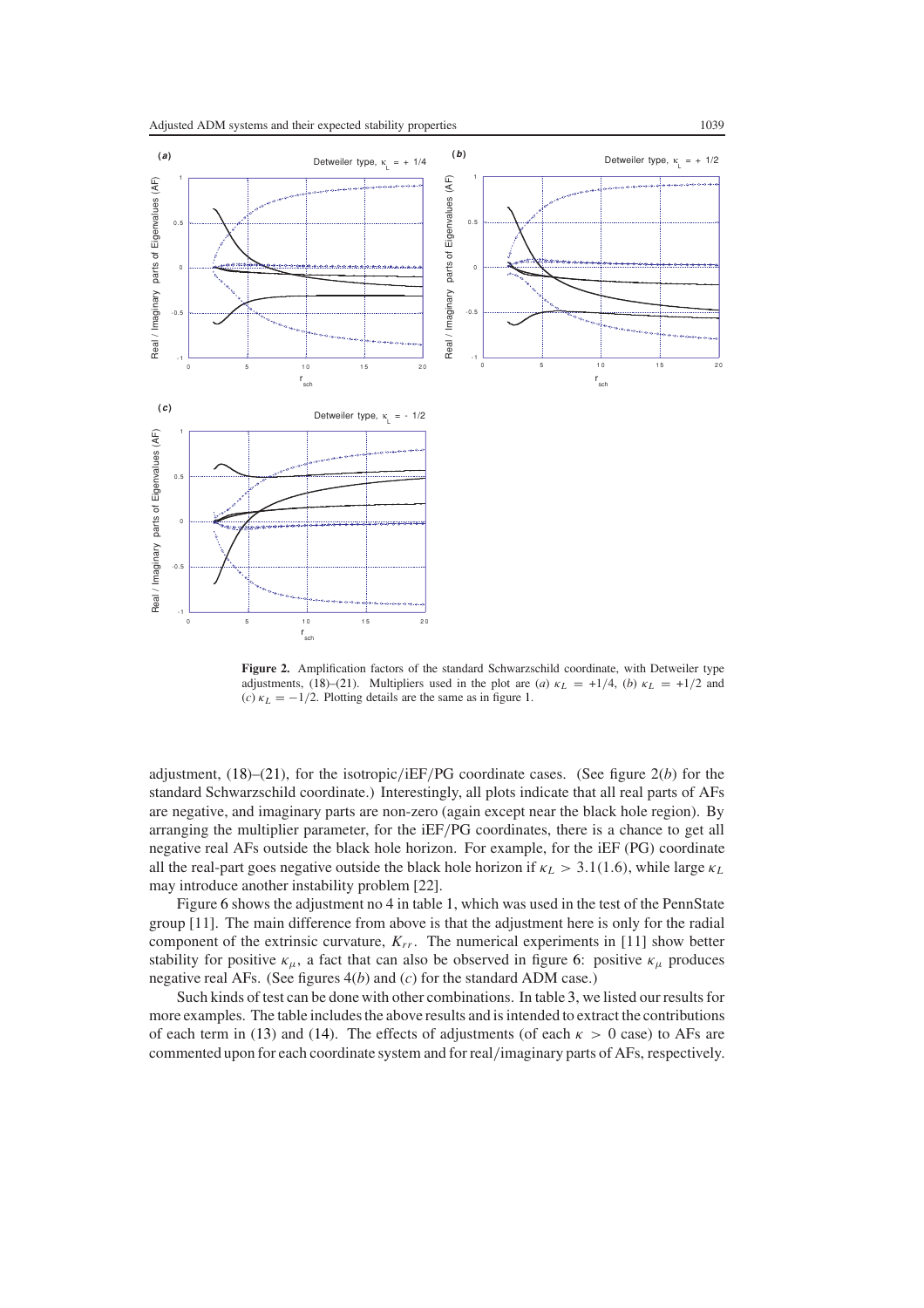**Figure 2.** Amplification factors of the standard Schwarzschild coordinate, with Detweiler type adjustments, (18)–(21). Multipliers used in the plot are (*a*) $\kappa_L = +1/4$, (*b*) $\kappa_L = +1/2$ and (*c*) $\kappa_L = -1/2$. Plotting details are the same as in figure 1.

adjustment, (18)–(21), for the isotropic/iEF/PG coordinate cases. (See figure 2(*b*) for the standard Schwarzschild coordinate.) Interestingly, all plots indicate that all real parts of AFs are negative, and imaginary parts are non-zero (again except near the black hole region). By arranging the multiplier parameter, for the iEF/PG coordinates, there is a chance to get all negative real AFs outside the black hole horizon. For example, for the iEF (PG) coordinate all the real-part goes negative outside the black hole horizon if $\kappa_L > 3.1(1.6)$, while large $\kappa_L$ may introduce another instability problem [22].

Figure 6 shows the adjustment no 4 in table 1, which was used in the test of the PennState group [11]. The main difference from above is that the adjustment here is only for the radial component of the extrinsic curvature, $K_{rr}$. The numerical experiments in [11] show better stability for positive $\kappa_\mu$, a fact that can also be observed in figure 6: positive $\kappa_\mu$ produces negative real AFs. (See figures 4(*b*) and (*c*) for the standard ADM case.)

Such kinds of test can be done with other combinations. In table 3, we listed our results for more examples. The table includes the above results and is intended to extract the contributions of each term in (13) and (14). The effects of adjustments (of each $\kappa > 0$ case) to AFs are commented upon for each coordinate system and for real/imaginary parts of AFs, respectively.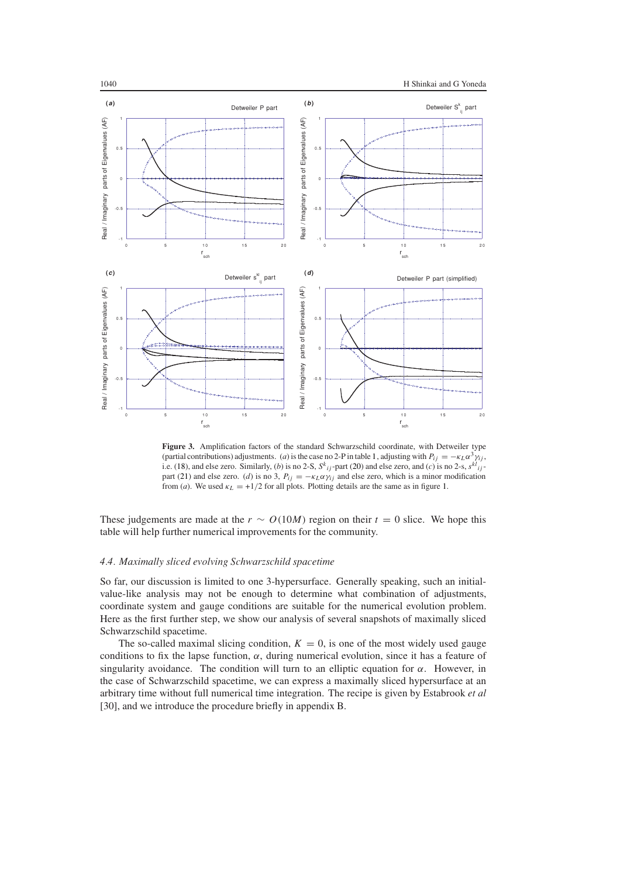**Figure 3.** Amplification factors of the standard Schwarzschild coordinate, with Detweiler type (partial contributions) adjustments. (*a*) is the case no 2-P in table 1, adjusting with $P_{ij} = -\kappa_L \alpha^3 \gamma_{ij}$, i.e. (18), and else zero. Similarly, (*b*) is no 2-S, $S^k{}_{ij}$-part (20) and else zero, and (*c*) is no 2-s, $s^{kl}{}_{ij}$-part (21) and else zero. (*d*) is no 3, $P_{ij} = -\kappa_L \alpha \gamma_{ij}$ and else zero, which is a minor modification from (*a*). We used $\kappa_L = +1/2$ for all plots. Plotting details are the same as in figure 1.

These judgements are made at the $r \sim O(10M)$ region on their $t = 0$ slice. We hope this table will help further numerical improvements for the community.

### 4.4. Maximally sliced evolving Schwarzschild spacetime

So far, our discussion is limited to one 3-hypersurface. Generally speaking, such an initial-value-like analysis may not be enough to determine what combination of adjustments, coordinate system and gauge conditions are suitable for the numerical evolution problem. Here as the first further step, we show our analysis of several snapshots of maximally sliced Schwarzschild spacetime.

The so-called maximal slicing condition, $K = 0$, is one of the most widely used gauge conditions to fix the lapse function, $\alpha$, during numerical evolution, since it has a feature of singularity avoidance. The condition will turn to an elliptic equation for $\alpha$. However, in the case of Schwarzschild spacetime, we can express a maximally sliced hypersurface at an arbitrary time without full numerical time integration. The recipe is given by Estabrook *et al* [30], and we introduce the procedure briefly in appendix B.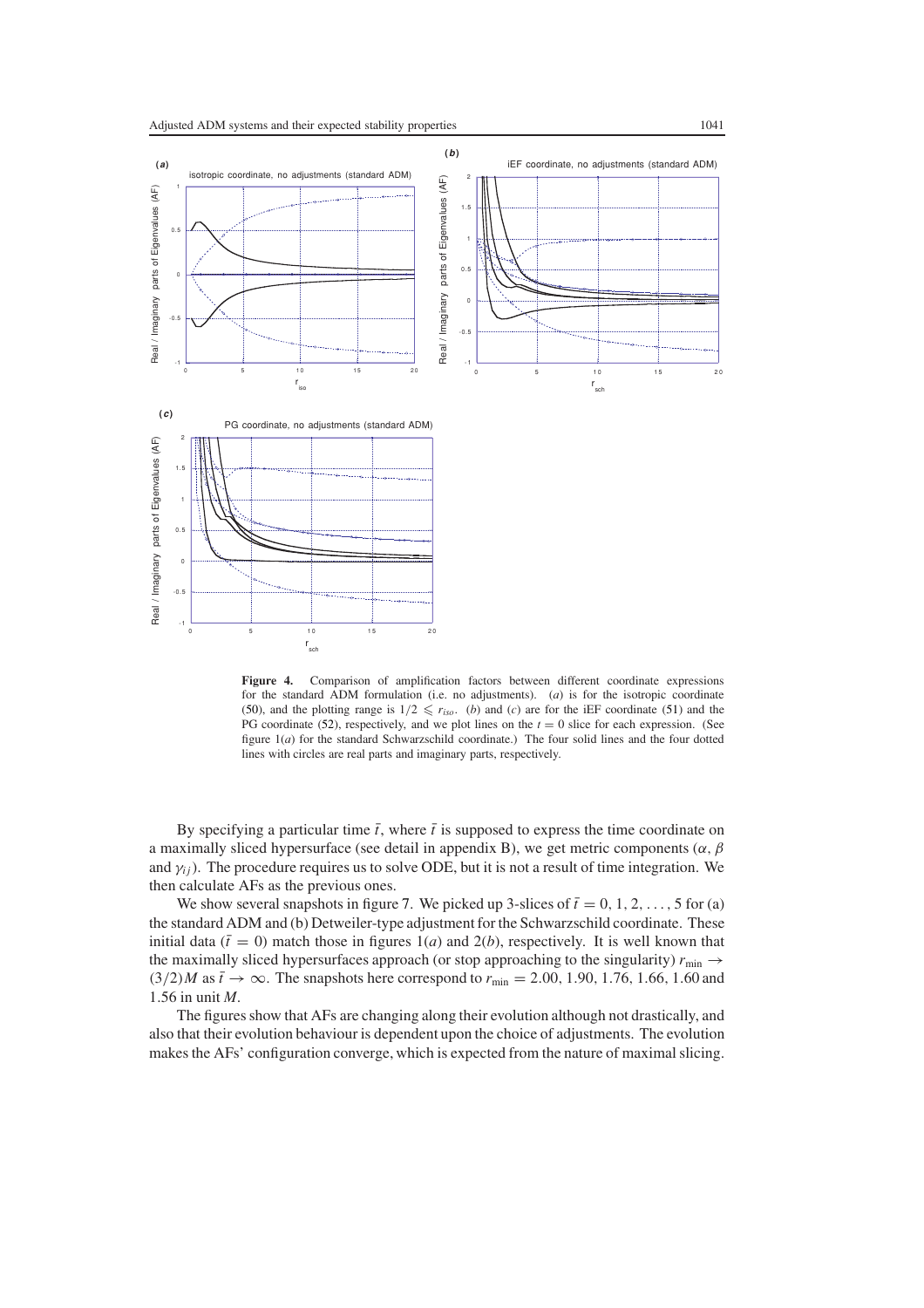**Figure 4.** Comparison of amplification factors between different coordinate expressions for the standard ADM formulation (i.e. no adjustments). (*a*) is for the isotropic coordinate (50), and the plotting range is $1/2 \leqslant r_{iso}$. (*b*) and (*c*) are for the iEF coordinate (51) and the PG coordinate (52), respectively, and we plot lines on the $t = 0$ slice for each expression. (See figure 1(*a*) for the standard Schwarzschild coordinate.) The four solid lines and the four dotted lines with circles are real parts and imaginary parts, respectively.

By specifying a particular time $\bar{t}$, where $\bar{t}$ is supposed to express the time coordinate on a maximally sliced hypersurface (see detail in appendix B), we get metric components ($\alpha$, $\beta$ and $\gamma_{ij}$). The procedure requires us to solve ODE, but it is not a result of time integration. We then calculate AFs as the previous ones.

We show several snapshots in figure 7. We picked up 3-slices of $\bar{t} = 0, 1, 2, \ldots, 5$ for (a) the standard ADM and (b) Detweiler-type adjustment for the Schwarzschild coordinate. These initial data ($\bar{t} = 0$) match those in figures 1(*a*) and 2(*b*), respectively. It is well known that the maximally sliced hypersurfaces approach (or stop approaching to the singularity) $r_{\min} \to (3/2)M$ as $\bar{t} \to \infty$. The snapshots here correspond to $r_{\min} = 2.00, 1.90, 1.76, 1.66, 1.60$ and $1.56$ in unit $M$.

The figures show that AFs are changing along their evolution although not drastically, and also that their evolution behaviour is dependent upon the choice of adjustments. The evolution makes the AFs' configuration converge, which is expected from the nature of maximal slicing.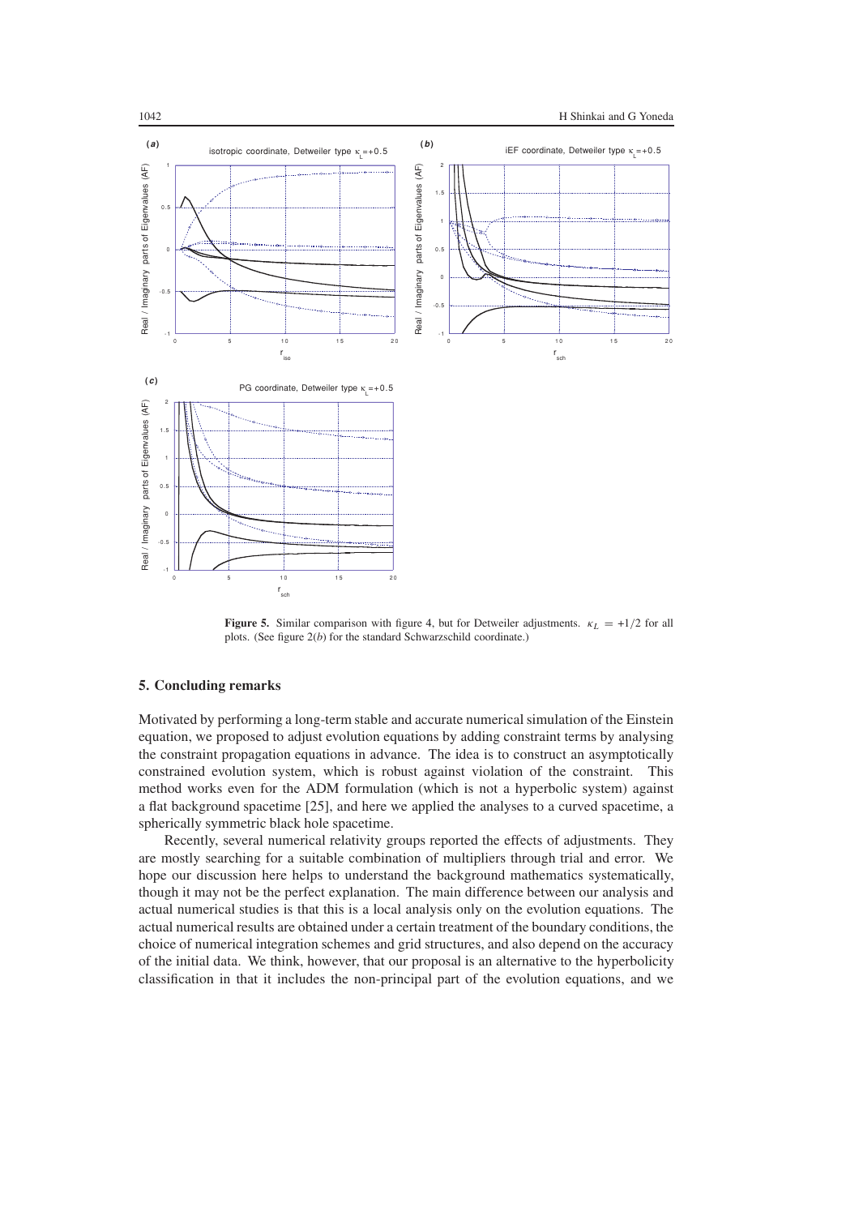**Figure 5.** Similar comparison with figure 4, but for Detweiler adjustments. $\kappa_L = +1/2$ for all plots. (See figure 2(*b*) for the standard Schwarzschild coordinate.)

## 5. Concluding remarks

Motivated by performing a long-term stable and accurate numerical simulation of the Einstein equation, we proposed to adjust evolution equations by adding constraint terms by analysing the constraint propagation equations in advance. The idea is to construct an asymptotically constrained evolution system, which is robust against violation of the constraint. This method works even for the ADM formulation (which is not a hyperbolic system) against a flat background spacetime [25], and here we applied the analyses to a curved spacetime, a spherically symmetric black hole spacetime.

Recently, several numerical relativity groups reported the effects of adjustments. They are mostly searching for a suitable combination of multipliers through trial and error. We hope our discussion here helps to understand the background mathematics systematically, though it may not be the perfect explanation. The main difference between our analysis and actual numerical studies is that this is a local analysis only on the evolution equations. The actual numerical results are obtained under a certain treatment of the boundary conditions, the choice of numerical integration schemes and grid structures, and also depend on the accuracy of the initial data. We think, however, that our proposal is an alternative to the hyperbolicity classification in that it includes the non-principal part of the evolution equations, and we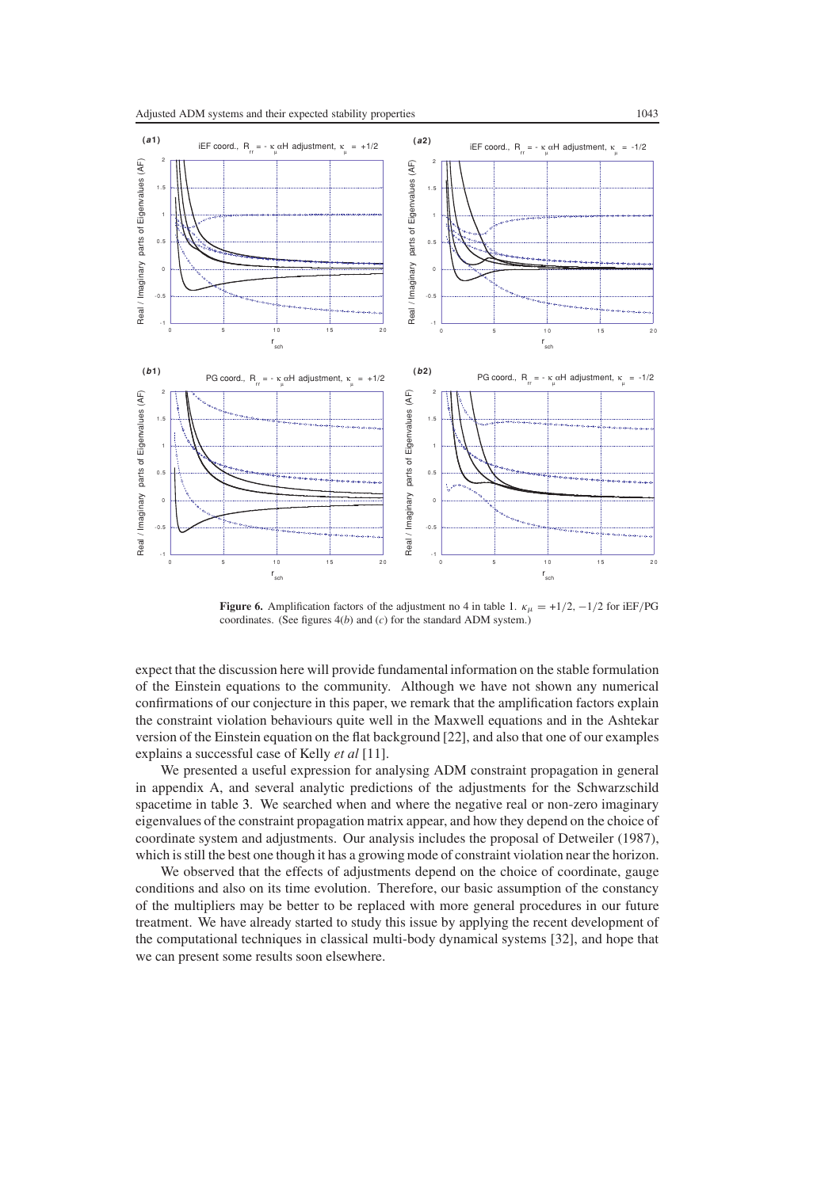**Figure 6.** Amplification factors of the adjustment no 4 in table 1. $\kappa_\mu = +1/2, -1/2$ for iEF/PG coordinates. (See figures 4(*b*) and (*c*) for the standard ADM system.)

expect that the discussion here will provide fundamental information on the stable formulation of the Einstein equations to the community. Although we have not shown any numerical confirmations of our conjecture in this paper, we remark that the amplification factors explain the constraint violation behaviours quite well in the Maxwell equations and in the Ashtekar version of the Einstein equation on the flat background [22], and also that one of our examples explains a successful case of Kelly *et al* [11].

We presented a useful expression for analysing ADM constraint propagation in general in appendix A, and several analytic predictions of the adjustments for the Schwarzschild spacetime in table 3. We searched when and where the negative real or non-zero imaginary eigenvalues of the constraint propagation matrix appear, and how they depend on the choice of coordinate system and adjustments. Our analysis includes the proposal of Detweiler (1987), which is still the best one though it has a growing mode of constraint violation near the horizon.

We observed that the effects of adjustments depend on the choice of coordinate, gauge conditions and also on its time evolution. Therefore, our basic assumption of the constancy of the multipliers may be better to be replaced with more general procedures in our future treatment. We have already started to study this issue by applying the recent development of the computational techniques in classical multi-body dynamical systems [32], and hope that we can present some results soon elsewhere.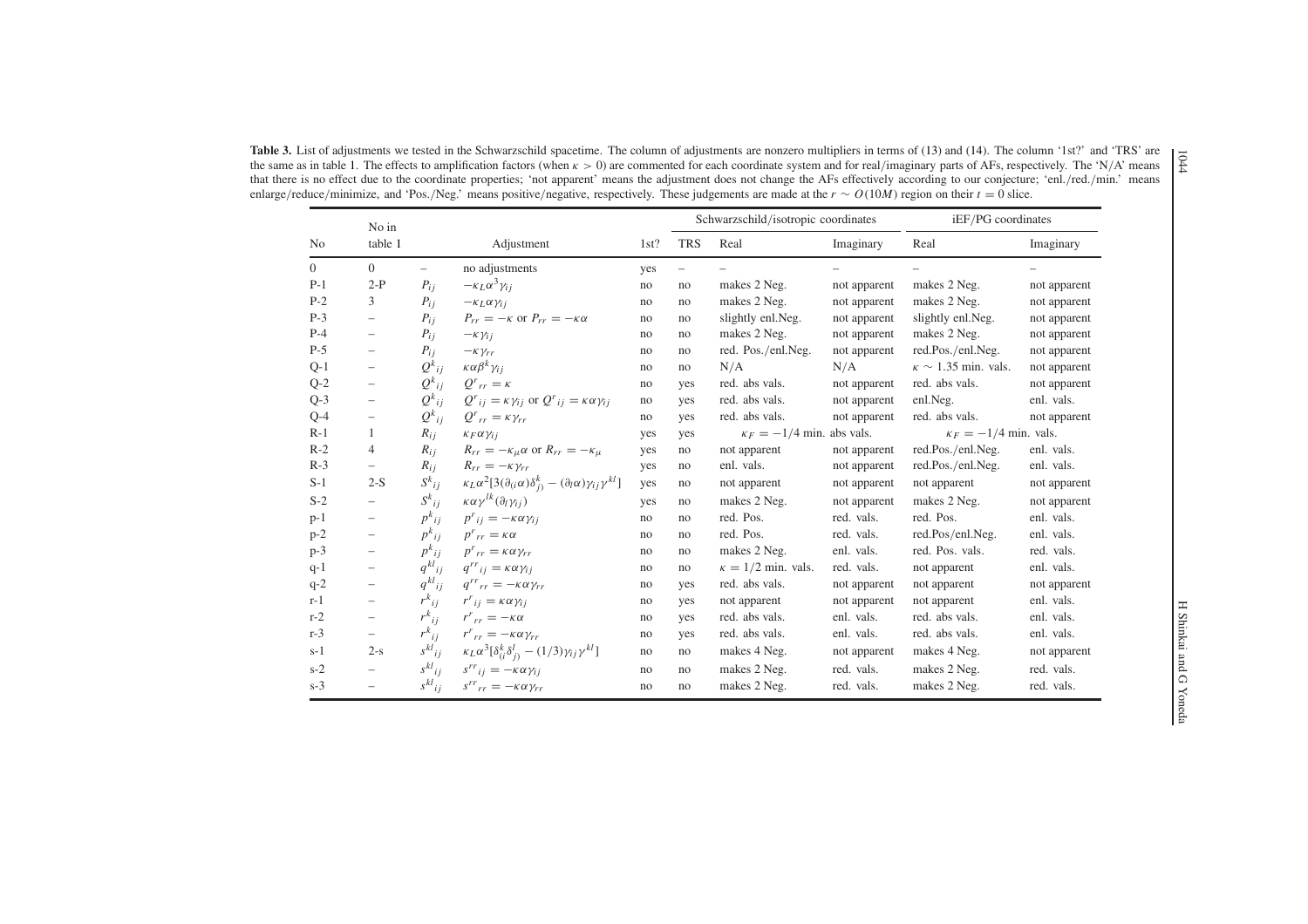**Table 3.** List of adjustments we tested in the Schwarzschild spacetime. The column of adjustments are nonzero multipliers in terms of (13) and (14). The column '1st?' and 'TRS' are the same as in table 1. The effects to amplification factors (when $\kappa > 0$) are commented for each coordinate system and for real/imaginary parts of AFs, respectively. The 'N/A' means that there is no effect due to the coordinate properties; 'not apparent' means the adjustment does not change the AFs effectively according to our conjecture; 'enl./red./min.' means enlarge/reduce/minimize, and 'Pos./Neg.' means positive/negative, respectively. These judgements are made at the $r \sim O(10M)$ region on their $t = 0$ slice.

| No | No in table 1 | Adjustment | | 1st? | TRS | Schwarzschild/isotropic coordinates | | iEF/PG coordinates | |
|---|---|---|---|---|---|---|---|---|---|
| | | | | | | Real | Imaginary | Real | Imaginary |
| 0 | 0 | – | no adjustments | yes | – | – | – | – | – |
| P-1 | 2-P | $P_{ij}$ | $-\kappa_L \alpha^3 \gamma_{ij}$ | no | no | makes 2 Neg. | not apparent | makes 2 Neg. | not apparent |
| P-2 | 3 | $P_{ij}$ | $-\kappa_L \alpha \gamma_{ij}$ | no | no | makes 2 Neg. | not apparent | makes 2 Neg. | not apparent |
| P-3 | – | $P_{ij}$ | $P_{rr} = -\kappa$ or $P_{rr} = -\kappa\alpha$ | no | no | slightly enl.Neg. | not apparent | slightly enl.Neg. | not apparent |
| P-4 | – | $P_{ij}$ | $-\kappa \gamma_{ij}$ | no | no | makes 2 Neg. | not apparent | makes 2 Neg. | not apparent |
| P-5 | – | $P_{ij}$ | $-\kappa \gamma_{rr}$ | no | no | red. Pos./enl.Neg. | not apparent | red.Pos./enl.Neg. | not apparent |
| Q-1 | – | $Q^k{}_{ij}$ | $\kappa \alpha \beta^k \gamma_{ij}$ | no | no | N/A | N/A | $\kappa \sim 1.35$ min. vals. | not apparent |
| Q-2 | – | $Q^k{}_{ij}$ | $Q^r{}_{rr} = \kappa$ | no | yes | red. abs vals. | not apparent | red. abs vals. | not apparent |
| Q-3 | – | $Q^k{}_{ij}$ | $Q^r{}_{ij} = \kappa \gamma_{ij}$ or $Q^r{}_{ij} = \kappa \alpha \gamma_{ij}$ | no | yes | red. abs vals. | not apparent | enl.Neg. | enl. vals. |
| Q-4 | – | $Q^k{}_{ij}$ | $Q^r{}_{rr} = \kappa \gamma_{rr}$ | no | yes | red. abs vals. | not apparent | red. abs vals. | not apparent |
| R-1 | 1 | $R_{ij}$ | $\kappa_F \alpha \gamma_{ij}$ | yes | yes | $\kappa_F = -1/4$ min. abs vals. | | $\kappa_F = -1/4$ min. vals. | |
| R-2 | 4 | $R_{ij}$ | $R_{rr} = -\kappa_\mu \alpha$ or $R_{rr} = -\kappa_\mu$ | yes | no | not apparent | not apparent | red.Pos./enl.Neg. | enl. vals. |
| R-3 | – | $R_{ij}$ | $R_{rr} = -\kappa \gamma_{rr}$ | yes | no | enl. vals. | not apparent | red.Pos./enl.Neg. | enl. vals. |
| S-1 | 2-S | $S^k{}_{ij}$ | $\kappa_L \alpha^2 [3(\partial_{(i}\alpha)\delta^k_{j)} - (\partial_l \alpha)\gamma_{ij}\gamma^{kl}]$ | yes | no | not apparent | not apparent | not apparent | not apparent |
| S-2 | – | $S^k{}_{ij}$ | $\kappa \alpha \gamma^{lk}(\partial_l \gamma_{ij})$ | yes | no | makes 2 Neg. | not apparent | makes 2 Neg. | not apparent |
| p-1 | – | $p^k{}_{ij}$ | $p^r{}_{ij} = -\kappa \alpha \gamma_{ij}$ | no | no | red. Pos. | red. vals. | red. Pos. | enl. vals. |
| p-2 | – | $p^k{}_{ij}$ | $p^r{}_{rr} = \kappa \alpha$ | no | no | red. Pos. | red. vals. | red.Pos/enl.Neg. | enl. vals. |
| p-3 | – | $p^k{}_{ij}$ | $p^r{}_{rr} = \kappa \alpha \gamma_{rr}$ | no | no | makes 2 Neg. | enl. vals. | red. Pos. vals. | red. vals. |
| q-1 | – | $q^{kl}{}_{ij}$ | $q^{rr}{}_{ij} = \kappa \alpha \gamma_{ij}$ | no | no | $\kappa = 1/2$ min. vals. | red. vals. | not apparent | enl. vals. |
| q-2 | – | $q^{kl}{}_{ij}$ | $q^{rr}{}_{rr} = -\kappa \alpha \gamma_{rr}$ | no | yes | red. abs vals. | not apparent | not apparent | not apparent |
| r-1 | – | $r^k{}_{ij}$ | $r^r{}_{ij} = \kappa \alpha \gamma_{ij}$ | no | yes | not apparent | not apparent | not apparent | enl. vals. |
| r-2 | – | $r^k{}_{ij}$ | $r^r{}_{rr} = -\kappa \alpha$ | no | yes | red. abs vals. | enl. vals. | red. abs vals. | enl. vals. |
| r-3 | – | $r^k{}_{ij}$ | $r^r{}_{rr} = -\kappa \alpha \gamma_{rr}$ | no | yes | red. abs vals. | enl. vals. | red. abs vals. | enl. vals. |
| s-1 | 2-s | $s^{kl}{}_{ij}$ | $\kappa_L \alpha^3 [\delta^k_{(i}\delta^l_{j)} - (1/3)\gamma_{ij}\gamma^{kl}]$ | no | no | makes 4 Neg. | not apparent | makes 4 Neg. | not apparent |
| s-2 | – | $s^{kl}{}_{ij}$ | $s^{rr}{}_{ij} = -\kappa \alpha \gamma_{ij}$ | no | no | makes 2 Neg. | red. vals. | makes 2 Neg. | red. vals. |
| s-3 | – | $s^{kl}{}_{ij}$ | $s^{rr}{}_{rr} = -\kappa \alpha \gamma_{rr}$ | no | no | makes 2 Neg. | red. vals. | makes 2 Neg. | red. vals. |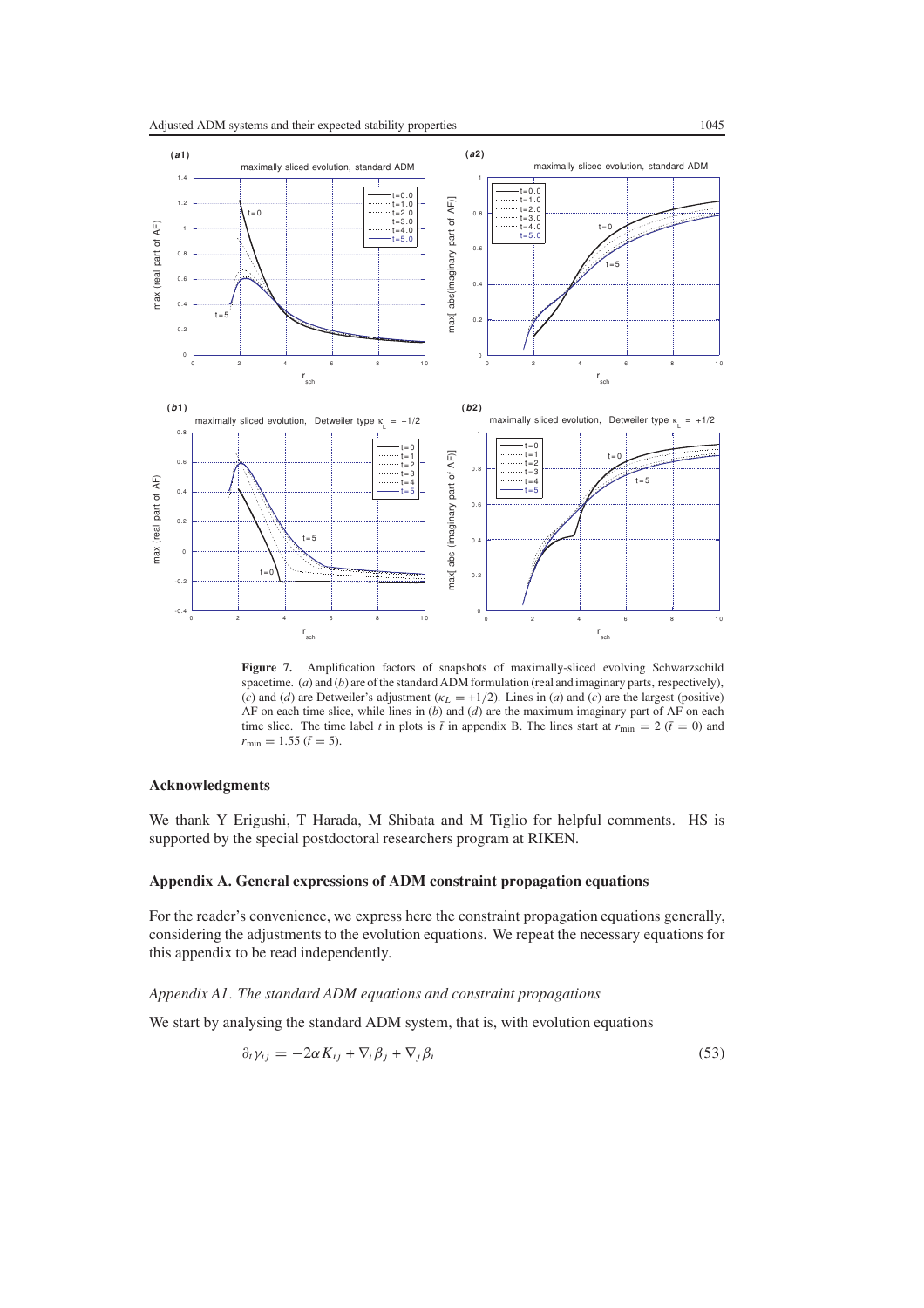**Figure 7.** Amplification factors of snapshots of maximally-sliced evolving Schwarzschild spacetime. (*a*) and (*b*) are of the standard ADM formulation (real and imaginary parts, respectively), (*c*) and (*d*) are Detweiler's adjustment ($\kappa_L = +1/2$). Lines in (*a*) and (*c*) are the largest (positive) AF on each time slice, while lines in (*b*) and (*d*) are the maximum imaginary part of AF on each time slice. The time label $t$ in plots is $\bar{t}$ in appendix B. The lines start at $r_{\min} = 2$ ($\bar{t} = 0$) and $r_{\min} = 1.55$ ($\bar{t} = 5$).

## Acknowledgments

We thank Y Erigushi, T Harada, M Shibata and M Tiglio for helpful comments. HS is supported by the special postdoctoral researchers program at RIKEN.

## Appendix A. General expressions of ADM constraint propagation equations

For the reader's convenience, we express here the constraint propagation equations generally, considering the adjustments to the evolution equations. We repeat the necessary equations for this appendix to be read independently.

### *Appendix A1. The standard ADM equations and constraint propagations*

We start by analysing the standard ADM system, that is, with evolution equations

$$\partial_t \gamma_{ij} = -2\alpha K_{ij} + \nabla_i \beta_j + \nabla_j \beta_i \tag{53}$$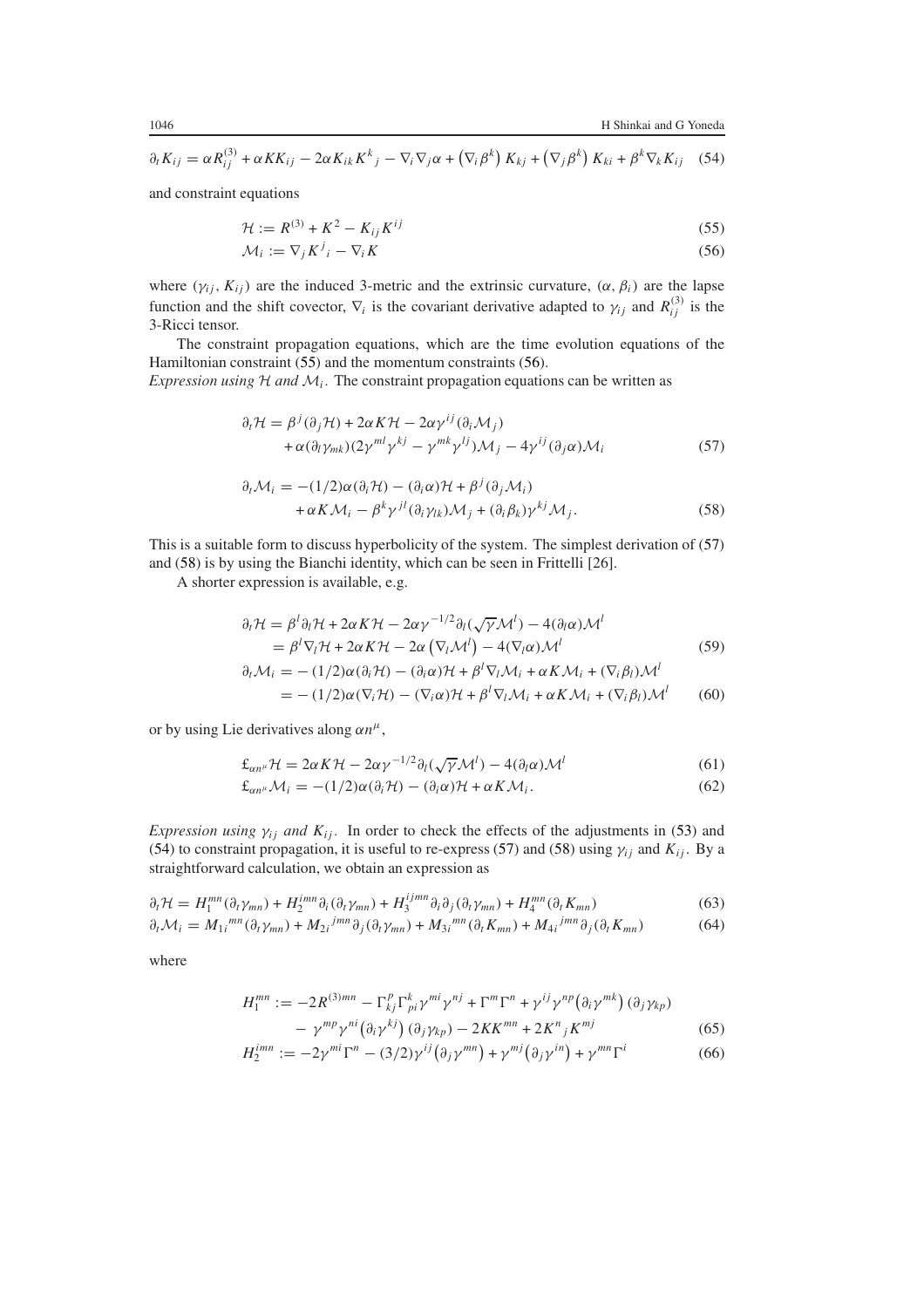$$\partial_t K_{ij} = \alpha R^{(3)}_{ij} + \alpha K K_{ij} - 2\alpha K_{ik} K^k{}_j - \nabla_i \nabla_j \alpha + \left(\nabla_i \beta^k\right) K_{kj} + \left(\nabla_j \beta^k\right) K_{ki} + \beta^k \nabla_k K_{ij} \quad (54)$$

and constraint equations

$$\mathcal{H} := R^{(3)} + K^2 - K_{ij} K^{ij} \quad (55)$$

$$\mathcal{M}_i := \nabla_j K^j{}_i - \nabla_i K \quad (56)$$

where $(\gamma_{ij}, K_{ij})$ are the induced 3-metric and the extrinsic curvature, $(\alpha, \beta_i)$ are the lapse function and the shift covector, $\nabla_i$ is the covariant derivative adapted to $\gamma_{ij}$ and $R^{(3)}_{ij}$ is the 3-Ricci tensor.

The constraint propagation equations, which are the time evolution equations of the Hamiltonian constraint (55) and the momentum constraints (56).

*Expression using $\mathcal{H}$ and $\mathcal{M}_i$.* The constraint propagation equations can be written as

$$\begin{aligned} \partial_t \mathcal{H} = {} & \beta^j(\partial_j \mathcal{H}) + 2\alpha K \mathcal{H} - 2\alpha \gamma^{ij}(\partial_i \mathcal{M}_j) \\ & + \alpha(\partial_l \gamma_{mk})(2\gamma^{ml}\gamma^{kj} - \gamma^{mk}\gamma^{lj})\mathcal{M}_j - 4\gamma^{ij}(\partial_j \alpha)\mathcal{M}_i \end{aligned} \quad (57)$$

$$\begin{aligned} \partial_t \mathcal{M}_i = {} & -(1/2)\alpha(\partial_i \mathcal{H}) - (\partial_i \alpha)\mathcal{H} + \beta^j(\partial_j \mathcal{M}_i) \\ & + \alpha K \mathcal{M}_i - \beta^k \gamma^{jl}(\partial_i \gamma_{lk})\mathcal{M}_j + (\partial_i \beta_k)\gamma^{kj}\mathcal{M}_j. \end{aligned} \quad (58)$$

This is a suitable form to discuss hyperbolicity of the system. The simplest derivation of (57) and (58) is by using the Bianchi identity, which can be seen in Frittelli [26].

A shorter expression is available, e.g.

$$\begin{aligned} \partial_t \mathcal{H} &= \beta^l \partial_l \mathcal{H} + 2\alpha K \mathcal{H} - 2\alpha \gamma^{-1/2} \partial_l(\sqrt{\gamma}\mathcal{M}^l) - 4(\partial_l \alpha)\mathcal{M}^l \\ &= \beta^l \nabla_l \mathcal{H} + 2\alpha K \mathcal{H} - 2\alpha\left(\nabla_l \mathcal{M}^l\right) - 4(\nabla_l \alpha)\mathcal{M}^l \end{aligned} \quad (59)$$

$$\begin{aligned} \partial_t \mathcal{M}_i &= -(1/2)\alpha(\partial_i \mathcal{H}) - (\partial_i \alpha)\mathcal{H} + \beta^l \nabla_l \mathcal{M}_i + \alpha K \mathcal{M}_i + (\nabla_i \beta_l)\mathcal{M}^l \\ &= -(1/2)\alpha(\nabla_i \mathcal{H}) - (\nabla_i \alpha)\mathcal{H} + \beta^l \nabla_l \mathcal{M}_i + \alpha K \mathcal{M}_i + (\nabla_i \beta_l)\mathcal{M}^l \end{aligned} \quad (60)$$

or by using Lie derivatives along $\alpha n^\mu$,

$$\pounds_{\alpha n^\mu} \mathcal{H} = 2\alpha K \mathcal{H} - 2\alpha \gamma^{-1/2} \partial_l(\sqrt{\gamma}\mathcal{M}^l) - 4(\partial_l \alpha)\mathcal{M}^l \quad (61)$$

$$\pounds_{\alpha n^\mu} \mathcal{M}_i = -(1/2)\alpha(\partial_i \mathcal{H}) - (\partial_i \alpha)\mathcal{H} + \alpha K \mathcal{M}_i. \quad (62)$$

*Expression using $\gamma_{ij}$ and $K_{ij}$.* In order to check the effects of the adjustments in (53) and (54) to constraint propagation, it is useful to re-express (57) and (58) using $\gamma_{ij}$ and $K_{ij}$. By a straightforward calculation, we obtain an expression as

$$\partial_t \mathcal{H} = H_1^{mn}(\partial_t \gamma_{mn}) + H_2^{imn}\partial_i(\partial_t \gamma_{mn}) + H_3^{ijmn}\partial_i\partial_j(\partial_t \gamma_{mn}) + H_4^{mn}(\partial_t K_{mn}) \quad (63)$$

$$\partial_t \mathcal{M}_i = M_{1i}{}^{mn}(\partial_t \gamma_{mn}) + M_{2i}{}^{jmn}\partial_j(\partial_t \gamma_{mn}) + M_{3i}{}^{mn}(\partial_t K_{mn}) + M_{4i}{}^{jmn}\partial_j(\partial_t K_{mn}) \quad (64)$$

where

$$\begin{aligned} H_1^{mn} := {} & -2R^{(3)mn} - \Gamma^p_{kj}\Gamma^k_{pi}\gamma^{mi}\gamma^{nj} + \Gamma^m\Gamma^n + \gamma^{ij}\gamma^{np}\left(\partial_i \gamma^{mk}\right)(\partial_j \gamma_{kp}) \\ & - \gamma^{mp}\gamma^{ni}\left(\partial_i \gamma^{kj}\right)(\partial_j \gamma_{kp}) - 2KK^{mn} + 2K^n{}_j K^{mj} \end{aligned} \quad (65)$$

$$H_2^{imn} := -2\gamma^{mi}\Gamma^n - (3/2)\gamma^{ij}\left(\partial_j \gamma^{mn}\right) + \gamma^{mj}\left(\partial_j \gamma^{in}\right) + \gamma^{mn}\Gamma^i \quad (66)$$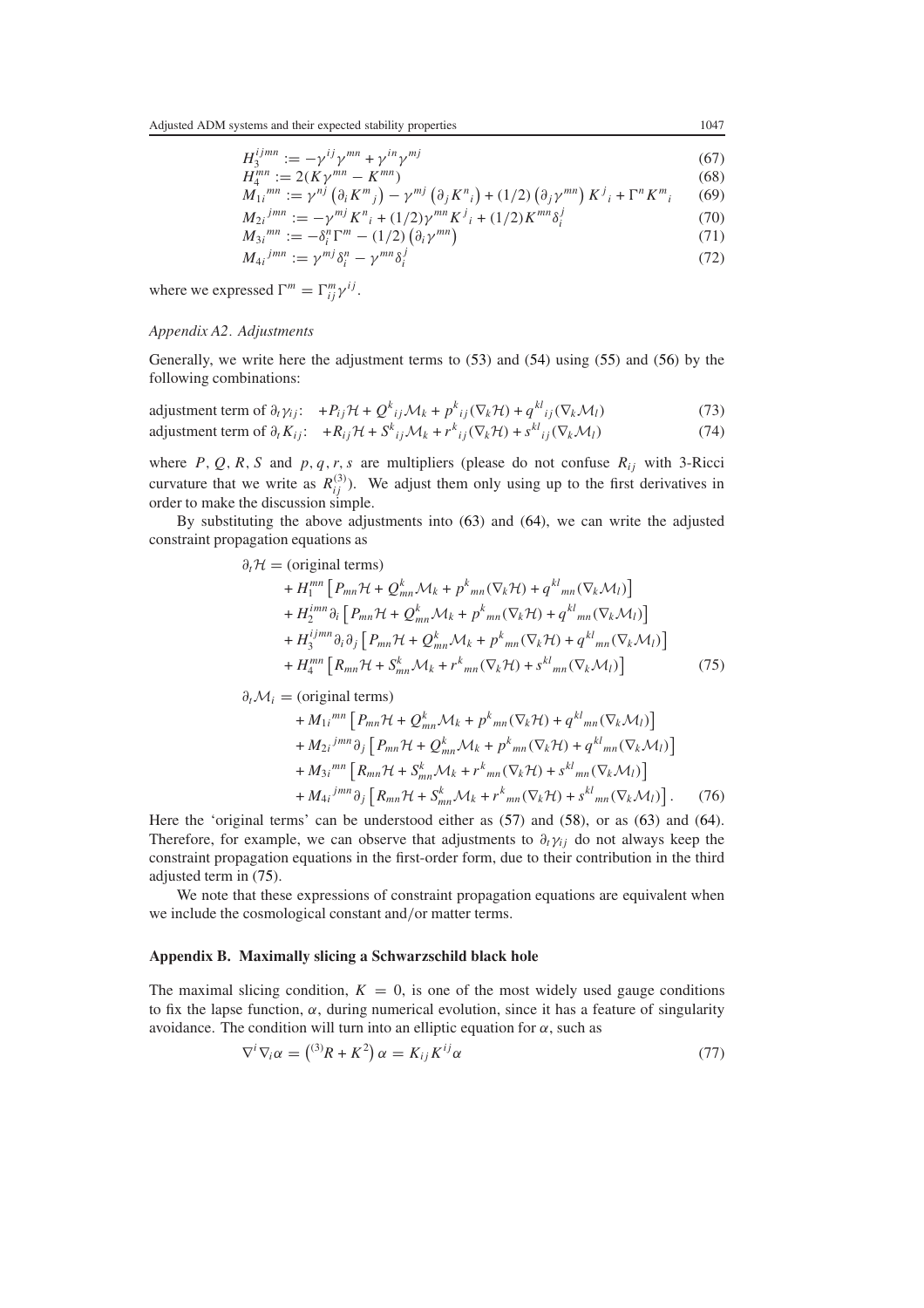$$H_3^{ijmn} := -\gamma^{ij}\gamma^{mn} + \gamma^{in}\gamma^{mj} \tag{67}$$

$$H_4^{mn} := 2(K\gamma^{mn} - K^{mn}) \tag{68}$$

$$M_{1i}{}^{mn} := \gamma^{nj}\left(\partial_i K^m{}_j\right) - \gamma^{mj}\left(\partial_j K^n{}_i\right) + (1/2)\left(\partial_j \gamma^{mn}\right) K^j{}_i + \Gamma^n K^m{}_i \tag{69}$$

$$M_{2i}{}^{jmn} := -\gamma^{mj} K^n{}_i + (1/2)\gamma^{mn} K^j{}_i + (1/2) K^{mn}\delta_i^j \tag{70}$$

$$M_{3i}{}^{mn} := -\delta_i^n \Gamma^m - (1/2)\left(\partial_i \gamma^{mn}\right) \tag{71}$$

$$M_{4i}{}^{jmn} := \gamma^{mj}\delta_i^n - \gamma^{mn}\delta_i^j \tag{72}$$

where we expressed $\Gamma^m = \Gamma^m_{ij}\gamma^{ij}$.

*Appendix A2. Adjustments*

Generally, we write here the adjustment terms to (53) and (54) using (55) and (56) by the following combinations:

$$\text{adjustment term of } \partial_t \gamma_{ij}: \quad +P_{ij}\mathcal{H} + Q^k{}_{ij}\mathcal{M}_k + p^k{}_{ij}(\nabla_k \mathcal{H}) + q^{kl}{}_{ij}(\nabla_k \mathcal{M}_l) \tag{73}$$

$$\text{adjustment term of } \partial_t K_{ij}: \quad +R_{ij}\mathcal{H} + S^k{}_{ij}\mathcal{M}_k + r^k{}_{ij}(\nabla_k \mathcal{H}) + s^{kl}{}_{ij}(\nabla_k \mathcal{M}_l) \tag{74}$$

where $P, Q, R, S$ and $p, q, r, s$ are multipliers (please do not confuse $R_{ij}$ with 3-Ricci curvature that we write as $R^{(3)}_{ij}$). We adjust them only using up to the first derivatives in order to make the discussion simple.

By substituting the above adjustments into (63) and (64), we can write the adjusted constraint propagation equations as

$$\begin{aligned}
\partial_t \mathcal{H} = &\text{ (original terms)} \\
&+ H_1^{mn}\left[P_{mn}\mathcal{H} + Q^k_{mn}\mathcal{M}_k + p^k{}_{mn}(\nabla_k \mathcal{H}) + q^{kl}{}_{mn}(\nabla_k \mathcal{M}_l)\right] \\
&+ H_2^{imn}\partial_i\left[P_{mn}\mathcal{H} + Q^k_{mn}\mathcal{M}_k + p^k{}_{mn}(\nabla_k \mathcal{H}) + q^{kl}{}_{mn}(\nabla_k \mathcal{M}_l)\right] \\
&+ H_3^{ijmn}\partial_i\partial_j\left[P_{mn}\mathcal{H} + Q^k_{mn}\mathcal{M}_k + p^k{}_{mn}(\nabla_k \mathcal{H}) + q^{kl}{}_{mn}(\nabla_k \mathcal{M}_l)\right] \\
&+ H_4^{mn}\left[R_{mn}\mathcal{H} + S^k_{mn}\mathcal{M}_k + r^k{}_{mn}(\nabla_k \mathcal{H}) + s^{kl}{}_{mn}(\nabla_k \mathcal{M}_l)\right]
\end{aligned} \tag{75}$$

$$\begin{aligned}
\partial_t \mathcal{M}_i = &\text{ (original terms)} \\
&+ M_{1i}{}^{mn}\left[P_{mn}\mathcal{H} + Q^k_{mn}\mathcal{M}_k + p^k{}_{mn}(\nabla_k \mathcal{H}) + q^{kl}{}_{mn}(\nabla_k \mathcal{M}_l)\right] \\
&+ M_{2i}{}^{jmn}\partial_j\left[P_{mn}\mathcal{H} + Q^k_{mn}\mathcal{M}_k + p^k{}_{mn}(\nabla_k \mathcal{H}) + q^{kl}{}_{mn}(\nabla_k \mathcal{M}_l)\right] \\
&+ M_{3i}{}^{mn}\left[R_{mn}\mathcal{H} + S^k_{mn}\mathcal{M}_k + r^k{}_{mn}(\nabla_k \mathcal{H}) + s^{kl}{}_{mn}(\nabla_k \mathcal{M}_l)\right] \\
&+ M_{4i}{}^{jmn}\partial_j\left[R_{mn}\mathcal{H} + S^k_{mn}\mathcal{M}_k + r^k{}_{mn}(\nabla_k \mathcal{H}) + s^{kl}{}_{mn}(\nabla_k \mathcal{M}_l)\right].
\end{aligned} \tag{76}$$

Here the 'original terms' can be understood either as (57) and (58), or as (63) and (64). Therefore, for example, we can observe that adjustments to $\partial_t \gamma_{ij}$ do not always keep the constraint propagation equations in the first-order form, due to their contribution in the third adjusted term in (75).

We note that these expressions of constraint propagation equations are equivalent when we include the cosmological constant and/or matter terms.

## Appendix B. Maximally slicing a Schwarzschild black hole

The maximal slicing condition, $K = 0$, is one of the most widely used gauge conditions to fix the lapse function, $\alpha$, during numerical evolution, since it has a feature of singularity avoidance. The condition will turn into an elliptic equation for $\alpha$, such as

$$\nabla^i \nabla_i \alpha = \left({}^{(3)}R + K^2\right)\alpha = K_{ij}K^{ij}\alpha \tag{77}$$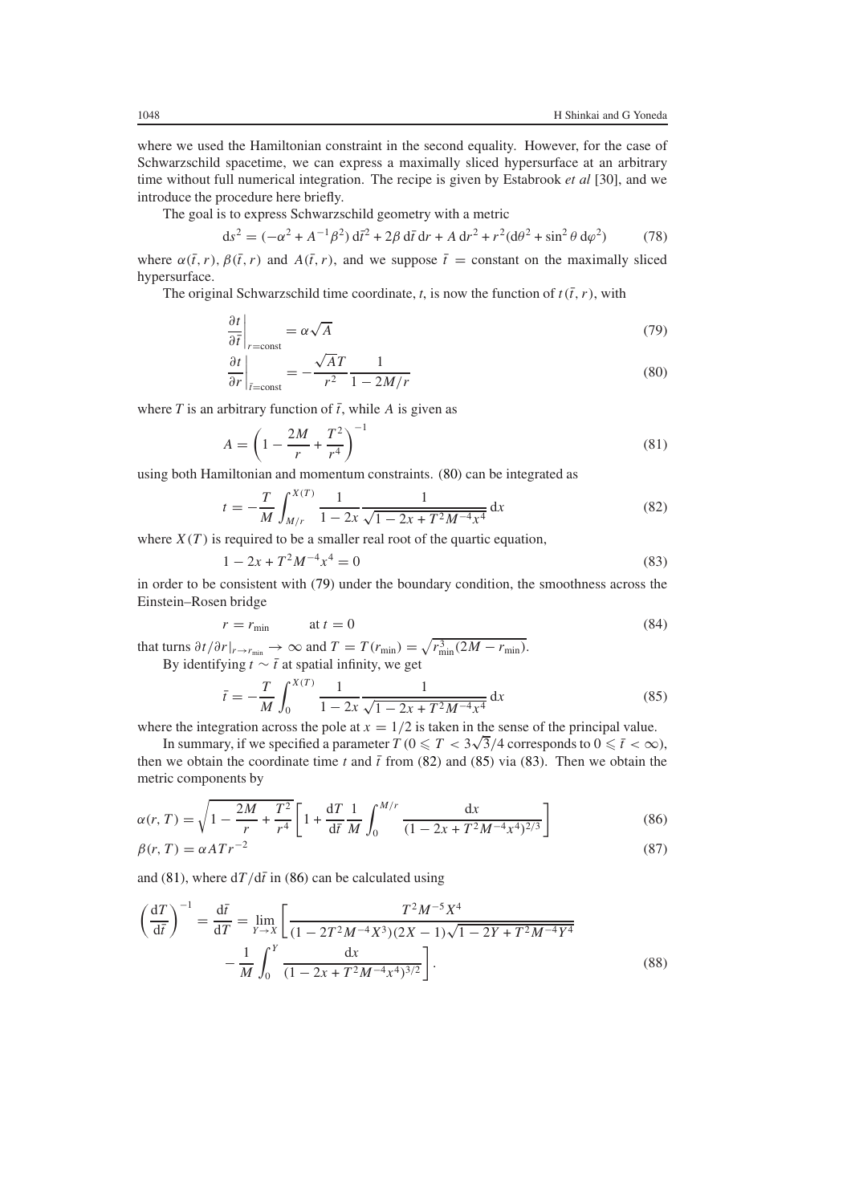where we used the Hamiltonian constraint in the second equality. However, for the case of Schwarzschild spacetime, we can express a maximally sliced hypersurface at an arbitrary time without full numerical integration. The recipe is given by Estabrook *et al* [30], and we introduce the procedure here briefly.

The goal is to express Schwarzschild geometry with a metric

$$ds^2 = (-\alpha^2 + A^{-1}\beta^2)\,d\bar{t}^2 + 2\beta\,d\bar{t}\,dr + A\,dr^2 + r^2(d\theta^2 + \sin^2\theta\,d\varphi^2) \tag{78}$$

where $\alpha(\bar{t}, r)$, $\beta(\bar{t}, r)$ and $A(\bar{t}, r)$, and we suppose $\bar{t}$ = constant on the maximally sliced hypersurface.

The original Schwarzschild time coordinate, $t$, is now the function of $t(\bar{t}, r)$, with

$$\left.\frac{\partial t}{\partial \bar{t}}\right|_{r=\text{const}} = \alpha\sqrt{A} \tag{79}$$

$$\left.\frac{\partial t}{\partial r}\right|_{\bar{t}=\text{const}} = -\frac{\sqrt{A}T}{r^2}\frac{1}{1-2M/r} \tag{80}$$

where $T$ is an arbitrary function of $\bar{t}$, while $A$ is given as

$$A = \left(1 - \frac{2M}{r} + \frac{T^2}{r^4}\right)^{-1} \tag{81}$$

using both Hamiltonian and momentum constraints. (80) can be integrated as

$$t = -\frac{T}{M}\int_{M/r}^{X(T)} \frac{1}{1-2x}\frac{1}{\sqrt{1-2x+T^2M^{-4}x^4}}\,dx \tag{82}$$

where $X(T)$ is required to be a smaller real root of the quartic equation,

$$1 - 2x + T^2M^{-4}x^4 = 0 \tag{83}$$

in order to be consistent with (79) under the boundary condition, the smoothness across the Einstein–Rosen bridge

$$r = r_{\min} \qquad \text{at } t = 0 \tag{84}$$

that turns $\partial t/\partial r|_{r\to r_{\min}} \to \infty$ and $T = T(r_{\min}) = \sqrt{r_{\min}^3(2M - r_{\min})}$.

By identifying $t \sim \bar{t}$ at spatial infinity, we get

$$\bar{t} = -\frac{T}{M}\int_{0}^{X(T)} \frac{1}{1-2x}\frac{1}{\sqrt{1-2x+T^2M^{-4}x^4}}\,dx \tag{85}$$

where the integration across the pole at $x = 1/2$ is taken in the sense of the principal value.

In summary, if we specified a parameter $T$ ($0 \leqslant T < 3\sqrt{3}/4$ corresponds to $0 \leqslant \bar{t} < \infty$), then we obtain the coordinate time $t$ and $\bar{t}$ from (82) and (85) via (83). Then we obtain the metric components by

$$\alpha(r, T) = \sqrt{1 - \frac{2M}{r} + \frac{T^2}{r^4}}\left[1 + \frac{dT}{d\bar{t}}\frac{1}{M}\int_0^{M/r}\frac{dx}{(1-2x+T^2M^{-4}x^4)^{2/3}}\right] \tag{86}$$

$$\beta(r, T) = \alpha A T r^{-2} \tag{87}$$

and (81), where $dT/d\bar{t}$ in (86) can be calculated using

$$\left(\frac{dT}{d\bar{t}}\right)^{-1} = \frac{d\bar{t}}{dT} = \lim_{Y\to X}\left[\frac{T^2M^{-5}X^4}{(1-2T^2M^{-4}X^3)(2X-1)\sqrt{1-2Y+T^2M^{-4}Y^4}} - \frac{1}{M}\int_0^Y \frac{dx}{(1-2x+T^2M^{-4}x^4)^{3/2}}\right]. \tag{88}$$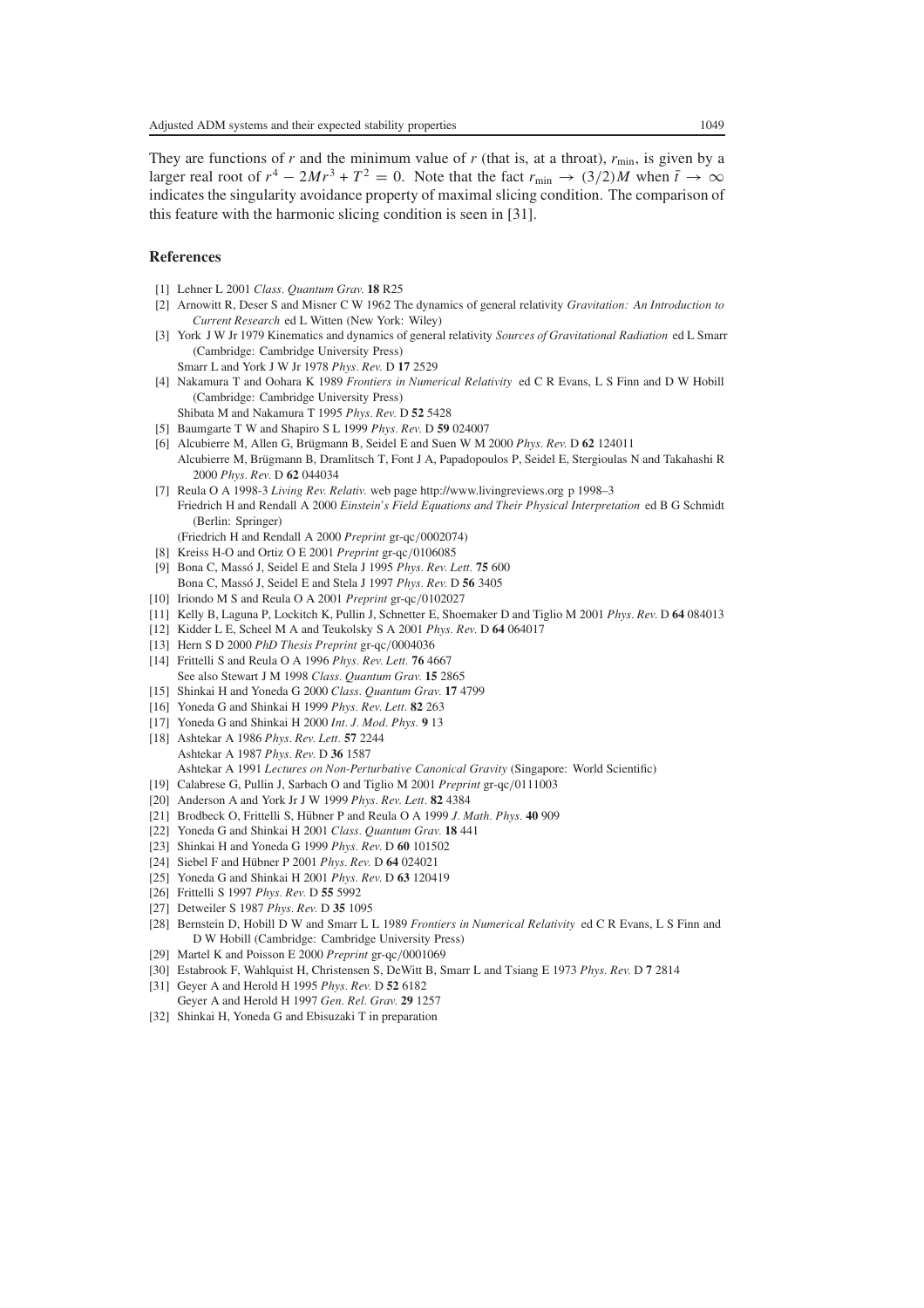They are functions of $r$ and the minimum value of $r$ (that is, at a throat), $r_{\min}$, is given by a larger real root of $r^4 - 2Mr^3 + T^2 = 0$. Note that the fact $r_{\min} \to (3/2)M$ when $\bar{t} \to \infty$ indicates the singularity avoidance property of maximal slicing condition. The comparison of this feature with the harmonic slicing condition is seen in [31].

## References

[1] Lehner L 2001 *Class. Quantum Grav.* **18** R25

[2] Arnowitt R, Deser S and Misner C W 1962 The dynamics of general relativity *Gravitation: An Introduction to Current Research* ed L Witten (New York: Wiley)

[3] York J W Jr 1979 Kinematics and dynamics of general relativity *Sources of Gravitational Radiation* ed L Smarr (Cambridge: Cambridge University Press)
Smarr L and York J W Jr 1978 *Phys. Rev.* D **17** 2529

[4] Nakamura T and Oohara K 1989 *Frontiers in Numerical Relativity* ed C R Evans, L S Finn and D W Hobill (Cambridge: Cambridge University Press)
Shibata M and Nakamura T 1995 *Phys. Rev.* D **52** 5428

[5] Baumgarte T W and Shapiro S L 1999 *Phys. Rev.* D **59** 024007

[6] Alcubierre M, Allen G, Brügmann B, Seidel E and Suen W M 2000 *Phys. Rev.* D **62** 124011
Alcubierre M, Brügmann B, Dramlitsch T, Font J A, Papadopoulos P, Seidel E, Stergioulas N and Takahashi R 2000 *Phys. Rev.* D **62** 044034

[7] Reula O A 1998-3 *Living Rev. Relativ.* web page http://www.livingreviews.org p 1998–3
Friedrich H and Rendall A 2000 *Einstein's Field Equations and Their Physical Interpretation* ed B G Schmidt (Berlin: Springer)
(Friedrich H and Rendall A 2000 *Preprint* gr-qc/0002074)

[8] Kreiss H-O and Ortiz O E 2001 *Preprint* gr-qc/0106085

[9] Bona C, Massó J, Seidel E and Stela J 1995 *Phys. Rev. Lett.* **75** 600
Bona C, Massó J, Seidel E and Stela J 1997 *Phys. Rev.* D **56** 3405

[10] Iriondo M S and Reula O A 2001 *Preprint* gr-qc/0102027

[11] Kelly B, Laguna P, Lockitch K, Pullin J, Schnetter E, Shoemaker D and Tiglio M 2001 *Phys. Rev.* D **64** 084013

[12] Kidder L E, Scheel M A and Teukolsky S A 2001 *Phys. Rev.* D **64** 064017

[13] Hern S D 2000 *PhD Thesis Preprint* gr-qc/0004036

[14] Frittelli S and Reula O A 1996 *Phys. Rev. Lett.* **76** 4667
See also Stewart J M 1998 *Class. Quantum Grav.* **15** 2865

[15] Shinkai H and Yoneda G 2000 *Class. Quantum Grav.* **17** 4799

[16] Yoneda G and Shinkai H 1999 *Phys. Rev. Lett.* **82** 263

[17] Yoneda G and Shinkai H 2000 *Int. J. Mod. Phys.* **9** 13

[18] Ashtekar A 1986 *Phys. Rev. Lett.* **57** 2244
Ashtekar A 1987 *Phys. Rev.* D **36** 1587
Ashtekar A 1991 *Lectures on Non-Perturbative Canonical Gravity* (Singapore: World Scientific)

[19] Calabrese G, Pullin J, Sarbach O and Tiglio M 2001 *Preprint* gr-qc/0111003

[20] Anderson A and York Jr J W 1999 *Phys. Rev. Lett.* **82** 4384

[21] Brodbeck O, Frittelli S, Hübner P and Reula O A 1999 *J. Math. Phys.* **40** 909

[22] Yoneda G and Shinkai H 2001 *Class. Quantum Grav.* **18** 441

[23] Shinkai H and Yoneda G 1999 *Phys. Rev.* D **60** 101502

[24] Siebel F and Hübner P 2001 *Phys. Rev.* D **64** 024021

[25] Yoneda G and Shinkai H 2001 *Phys. Rev.* D **63** 120419

[26] Frittelli S 1997 *Phys. Rev.* D **55** 5992

[27] Detweiler S 1987 *Phys. Rev.* D **35** 1095

[28] Bernstein D, Hobill D W and Smarr L L 1989 *Frontiers in Numerical Relativity* ed C R Evans, L S Finn and D W Hobill (Cambridge: Cambridge University Press)

[29] Martel K and Poisson E 2000 *Preprint* gr-qc/0001069

[30] Estabrook F, Wahlquist H, Christensen S, DeWitt B, Smarr L and Tsiang E 1973 *Phys. Rev.* D **7** 2814

[31] Geyer A and Herold H 1995 *Phys. Rev.* D **52** 6182
Geyer A and Herold H 1997 *Gen. Rel. Grav.* **29** 1257

[32] Shinkai H, Yoneda G and Ebisuzaki T in preparation